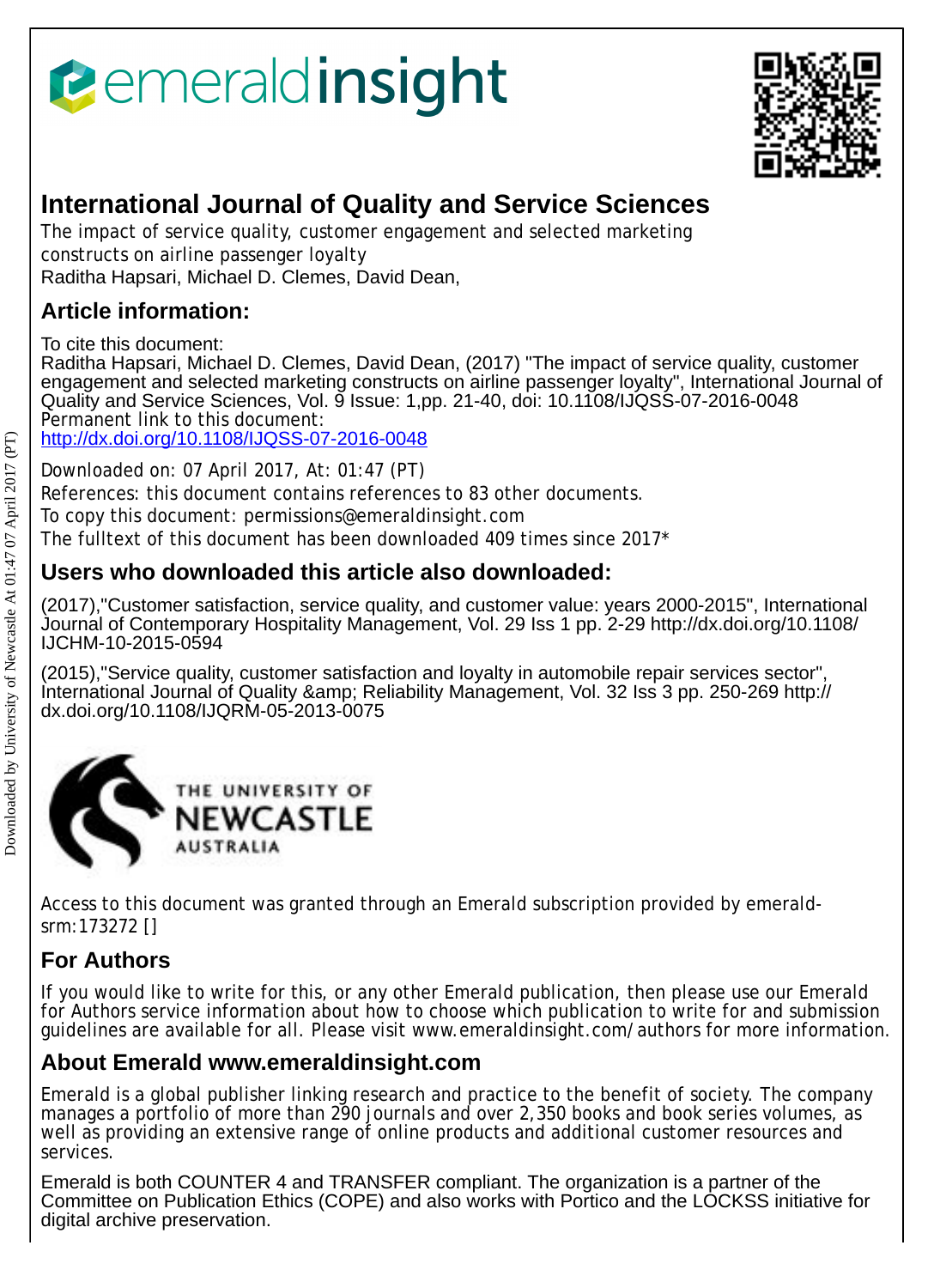# International Journal of Quality and Service Sciences

The impact of service quality, customer engagement and selected marketing constructs on airline passenger loyalty

Raditha Hapsari, Michael D. Clemes, David Dean,

## Article information:

To cite this document:

Raditha Hapsari, Michael D. Clemes, David Dean, (2017) "The impact of service quality, customer engagement and selected marketing constructs on airline passenger loyalty", International Journal of Quality and Service Sciences, Vol. 9 Issue: 1,pp. 21-40, doi: 10.1108/IJQSS-07-2016-0048

Permanent link to this document:

http://dx.doi.org/10.1108/IJQSS-07-2016-0048

Downloaded on: 07 April 2017, At: 01:47 (PT)

References: this document contains references to 83 other documents.

To copy this document: permissions@emeraldinsight.com

The fulltext of this document has been downloaded 409 times since 2017*

## Users who downloaded this article also downloaded:

(2017),"Customer satisfaction, service quality, and customer value: years 2000-2015", International Journal of Contemporary Hospitality Management, Vol. 29 Iss 1 pp. 2-29 http://dx.doi.org/10.1108/IJCHM-10-2015-0594

(2015),"Service quality, customer satisfaction and loyalty in automobile repair services sector", International Journal of Quality &amp; Reliability Management, Vol. 32 Iss 3 pp. 250-269 http://dx.doi.org/10.1108/IJQRM-05-2013-0075

Access to this document was granted through an Emerald subscription provided by emerald-srm:173272 []

## For Authors

If you would like to write for this, or any other Emerald publication, then please use our Emerald for Authors service information about how to choose which publication to write for and submission guidelines are available for all. Please visit www.emeraldinsight.com/authors for more information.

## About Emerald www.emeraldinsight.com

Emerald is a global publisher linking research and practice to the benefit of society. The company manages a portfolio of more than 290 journals and over 2,350 books and book series volumes, as well as providing an extensive range of online products and additional customer resources and services.

Emerald is both COUNTER 4 and TRANSFER compliant. The organization is a partner of the Committee on Publication Ethics (COPE) and also works with Portico and the LOCKSS initiative for digital archive preservation.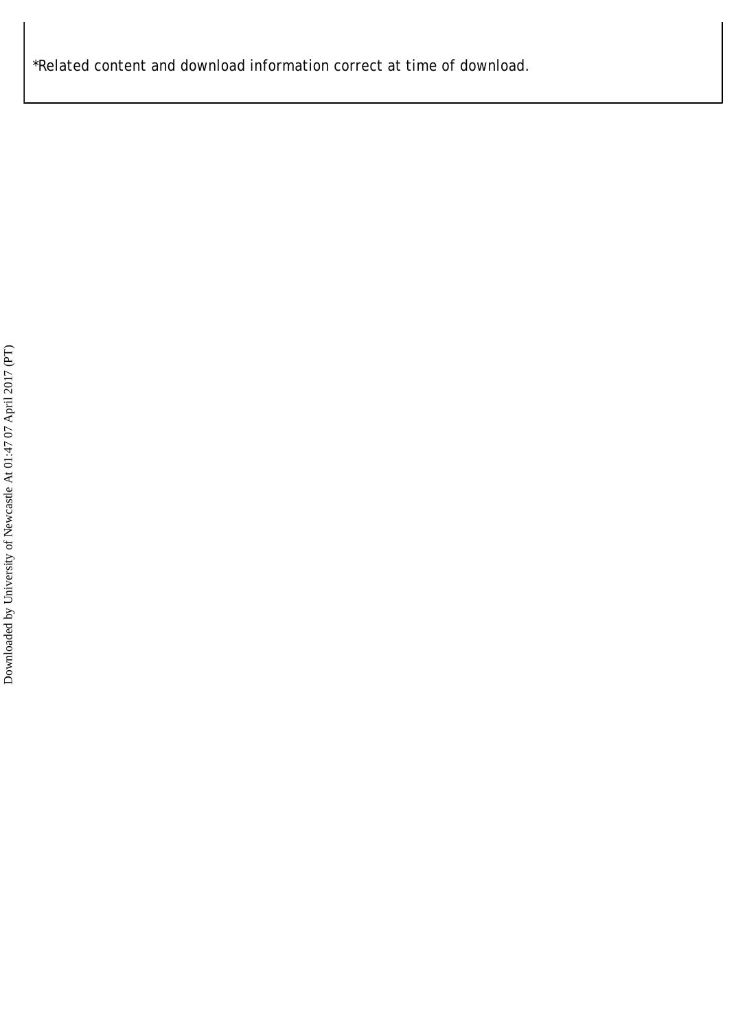*Related content and download information correct at time of download.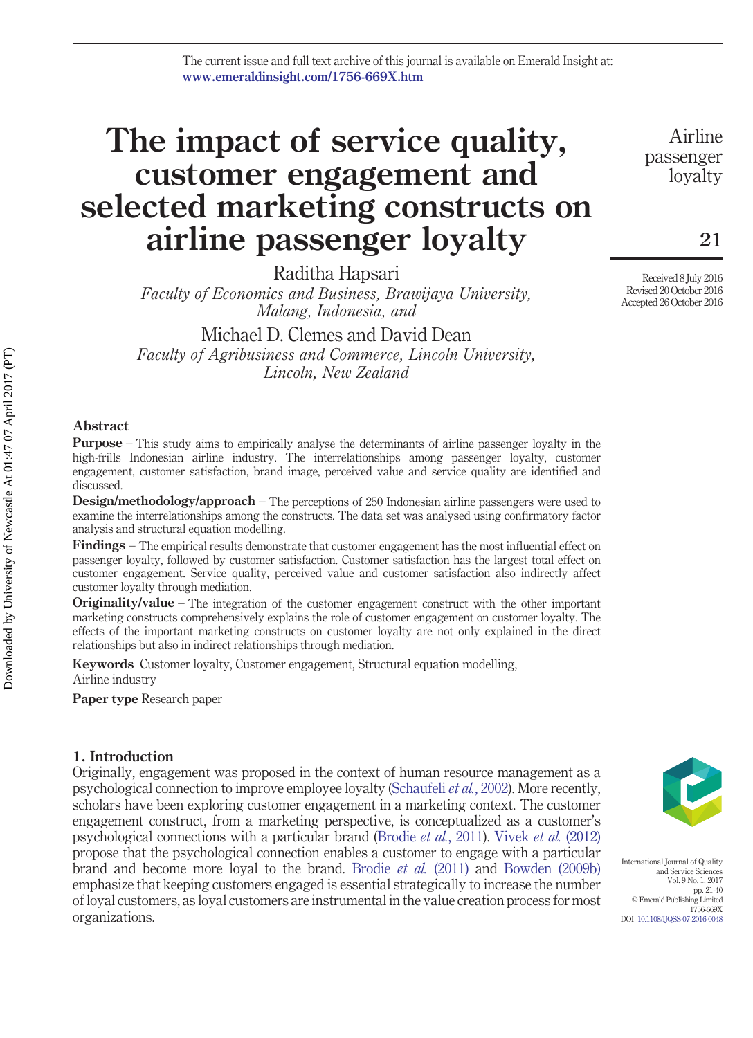# The impact of service quality, customer engagement and selected marketing constructs on airline passenger loyalty

Raditha Hapsari

*Faculty of Economics and Business, Brawijaya University, Malang, Indonesia, and*

Michael D. Clemes and David Dean

*Faculty of Agribusiness and Commerce, Lincoln University, Lincoln, New Zealand*

Received 8 July 2016
Revised 20 October 2016
Accepted 26 October 2016

## Abstract

**Purpose** – This study aims to empirically analyse the determinants of airline passenger loyalty in the high-frills Indonesian airline industry. The interrelationships among passenger loyalty, customer engagement, customer satisfaction, brand image, perceived value and service quality are identified and discussed.

**Design/methodology/approach** – The perceptions of 250 Indonesian airline passengers were used to examine the interrelationships among the constructs. The data set was analysed using confirmatory factor analysis and structural equation modelling.

**Findings** – The empirical results demonstrate that customer engagement has the most influential effect on passenger loyalty, followed by customer satisfaction. Customer satisfaction has the largest total effect on customer engagement. Service quality, perceived value and customer satisfaction also indirectly affect customer loyalty through mediation.

**Originality/value** – The integration of the customer engagement construct with the other important marketing constructs comprehensively explains the role of customer engagement on customer loyalty. The effects of the important marketing constructs on customer loyalty are not only explained in the direct relationships but also in indirect relationships through mediation.

**Keywords** Customer loyalty, Customer engagement, Structural equation modelling, Airline industry

**Paper type** Research paper

## 1. Introduction

Originally, engagement was proposed in the context of human resource management as a psychological connection to improve employee loyalty (Schaufeli *et al.*, 2002). More recently, scholars have been exploring customer engagement in a marketing context. The customer engagement construct, from a marketing perspective, is conceptualized as a customer's psychological connections with a particular brand (Brodie *et al.*, 2011). Vivek *et al.* (2012) propose that the psychological connection enables a customer to engage with a particular brand and become more loyal to the brand. Brodie *et al.* (2011) and Bowden (2009b) emphasize that keeping customers engaged is essential strategically to increase the number of loyal customers, as loyal customers are instrumental in the value creation process for most organizations.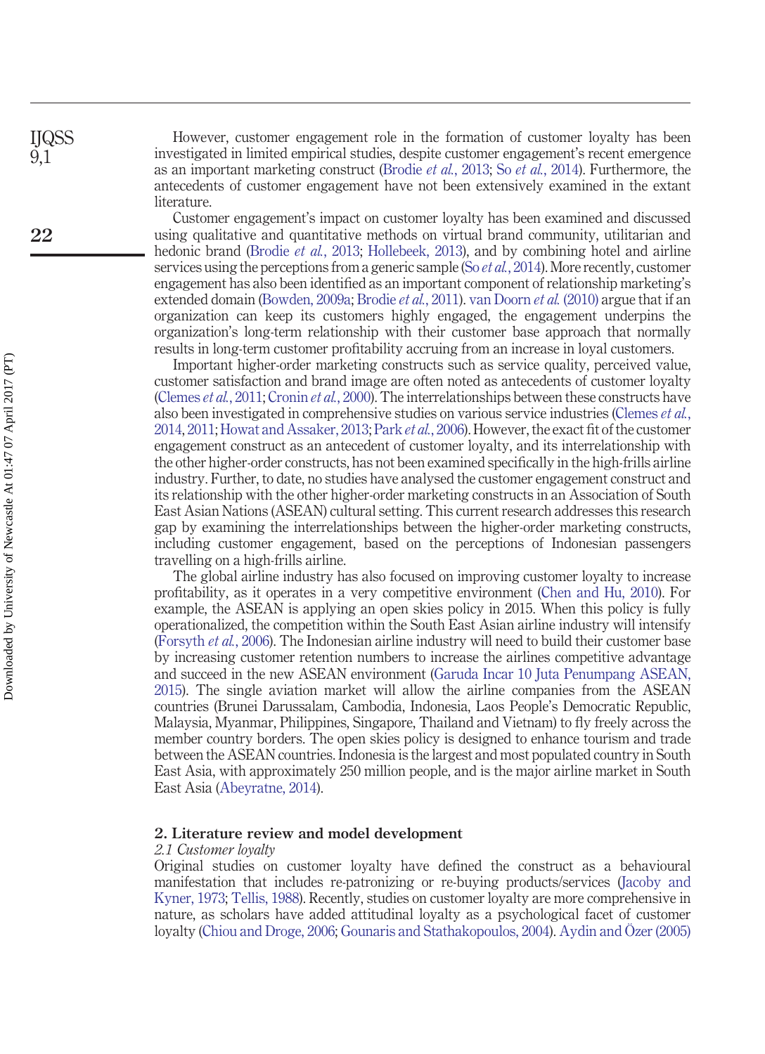However, customer engagement role in the formation of customer loyalty has been investigated in limited empirical studies, despite customer engagement's recent emergence as an important marketing construct (Brodie *et al.*, 2013; So *et al.*, 2014). Furthermore, the antecedents of customer engagement have not been extensively examined in the extant literature.

Customer engagement's impact on customer loyalty has been examined and discussed using qualitative and quantitative methods on virtual brand community, utilitarian and hedonic brand (Brodie *et al.*, 2013; Hollebeek, 2013), and by combining hotel and airline services using the perceptions from a generic sample (So *et al.*, 2014). More recently, customer engagement has also been identified as an important component of relationship marketing's extended domain (Bowden, 2009a; Brodie *et al.*, 2011). van Doorn *et al.* (2010) argue that if an organization can keep its customers highly engaged, the engagement underpins the organization's long-term relationship with their customer base approach that normally results in long-term customer profitability accruing from an increase in loyal customers.

Important higher-order marketing constructs such as service quality, perceived value, customer satisfaction and brand image are often noted as antecedents of customer loyalty (Clemes *et al.*, 2011; Cronin *et al.*, 2000). The interrelationships between these constructs have also been investigated in comprehensive studies on various service industries (Clemes *et al.*, 2014, 2011; Howat and Assaker, 2013; Park *et al.*, 2006). However, the exact fit of the customer engagement construct as an antecedent of customer loyalty, and its interrelationship with the other higher-order constructs, has not been examined specifically in the high-frills airline industry. Further, to date, no studies have analysed the customer engagement construct and its relationship with the other higher-order marketing constructs in an Association of South East Asian Nations (ASEAN) cultural setting. This current research addresses this research gap by examining the interrelationships between the higher-order marketing constructs, including customer engagement, based on the perceptions of Indonesian passengers travelling on a high-frills airline.

The global airline industry has also focused on improving customer loyalty to increase profitability, as it operates in a very competitive environment (Chen and Hu, 2010). For example, the ASEAN is applying an open skies policy in 2015. When this policy is fully operationalized, the competition within the South East Asian airline industry will intensify (Forsyth *et al.*, 2006). The Indonesian airline industry will need to build their customer base by increasing customer retention numbers to increase the airlines competitive advantage and succeed in the new ASEAN environment (Garuda Incar 10 Juta Penumpang ASEAN, 2015). The single aviation market will allow the airline companies from the ASEAN countries (Brunei Darussalam, Cambodia, Indonesia, Laos People's Democratic Republic, Malaysia, Myanmar, Philippines, Singapore, Thailand and Vietnam) to fly freely across the member country borders. The open skies policy is designed to enhance tourism and trade between the ASEAN countries. Indonesia is the largest and most populated country in South East Asia, with approximately 250 million people, and is the major airline market in South East Asia (Abeyratne, 2014).

## 2. Literature review and model development

### *2.1 Customer loyalty*

Original studies on customer loyalty have defined the construct as a behavioural manifestation that includes re-patronizing or re-buying products/services (Jacoby and Kyner, 1973; Tellis, 1988). Recently, studies on customer loyalty are more comprehensive in nature, as scholars have added attitudinal loyalty as a psychological facet of customer loyalty (Chiou and Droge, 2006; Gounaris and Stathakopoulos, 2004). Aydin and Özer (2005)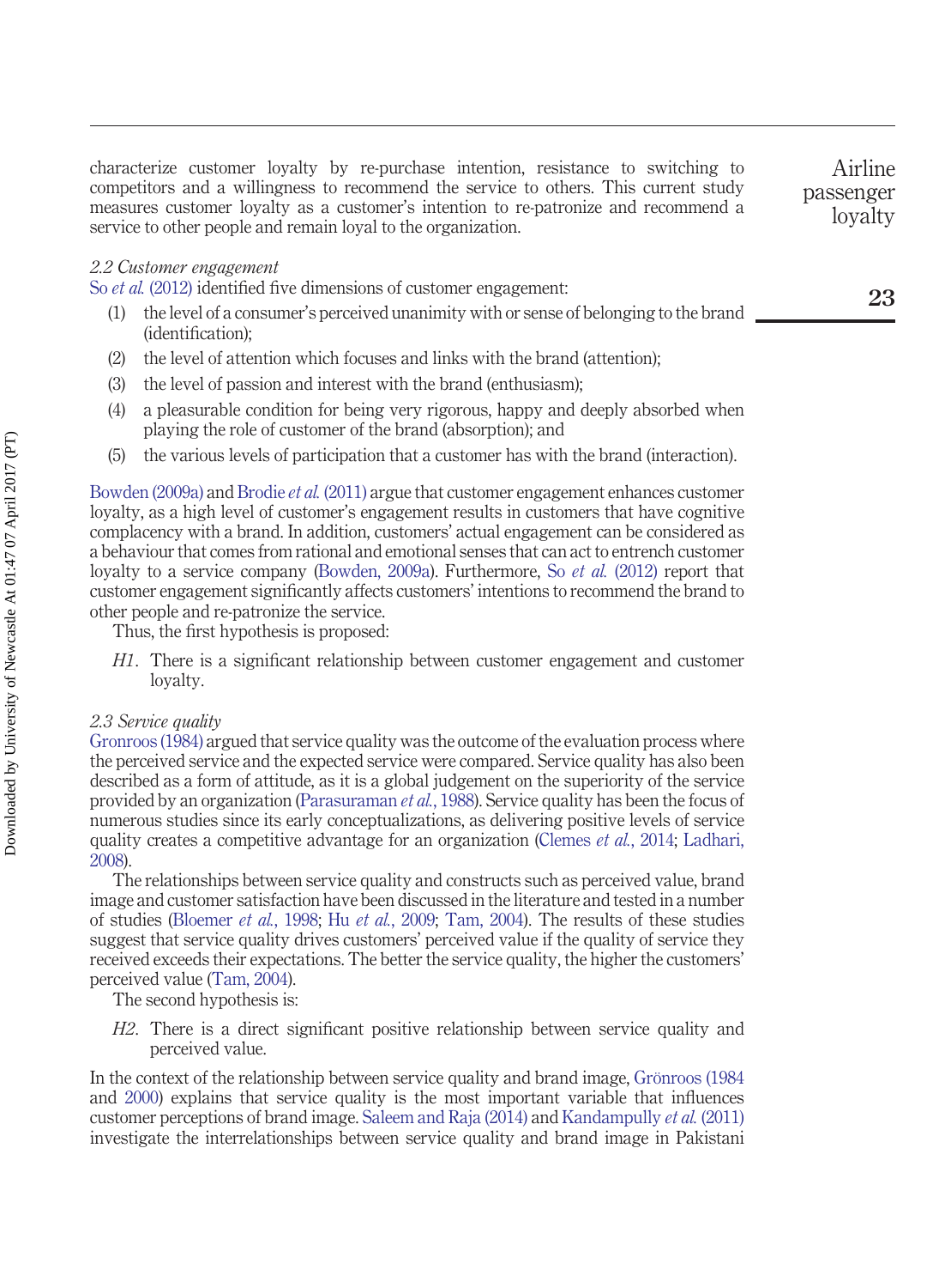characterize customer loyalty by re-purchase intention, resistance to switching to competitors and a willingness to recommend the service to others. This current study measures customer loyalty as a customer's intention to re-patronize and recommend a service to other people and remain loyal to the organization.

### *2.2 Customer engagement*

So *et al.* (2012) identified five dimensions of customer engagement:

1. the level of a consumer's perceived unanimity with or sense of belonging to the brand (identification);
2. the level of attention which focuses and links with the brand (attention);
3. the level of passion and interest with the brand (enthusiasm);
4. a pleasurable condition for being very rigorous, happy and deeply absorbed when playing the role of customer of the brand (absorption); and
5. the various levels of participation that a customer has with the brand (interaction).

Bowden (2009a) and Brodie *et al.* (2011) argue that customer engagement enhances customer loyalty, as a high level of customer's engagement results in customers that have cognitive complacency with a brand. In addition, customers' actual engagement can be considered as a behaviour that comes from rational and emotional senses that can act to entrench customer loyalty to a service company (Bowden, 2009a). Furthermore, So *et al.* (2012) report that customer engagement significantly affects customers' intentions to recommend the brand to other people and re-patronize the service.

Thus, the first hypothesis is proposed:

> *H1*. There is a significant relationship between customer engagement and customer loyalty.

### *2.3 Service quality*

Gronroos (1984) argued that service quality was the outcome of the evaluation process where the perceived service and the expected service were compared. Service quality has also been described as a form of attitude, as it is a global judgement on the superiority of the service provided by an organization (Parasuraman *et al.*, 1988). Service quality has been the focus of numerous studies since its early conceptualizations, as delivering positive levels of service quality creates a competitive advantage for an organization (Clemes *et al.*, 2014; Ladhari, 2008).

The relationships between service quality and constructs such as perceived value, brand image and customer satisfaction have been discussed in the literature and tested in a number of studies (Bloemer *et al.*, 1998; Hu *et al.*, 2009; Tam, 2004). The results of these studies suggest that service quality drives customers' perceived value if the quality of service they received exceeds their expectations. The better the service quality, the higher the customers' perceived value (Tam, 2004).

The second hypothesis is:

> *H2*. There is a direct significant positive relationship between service quality and perceived value.

In the context of the relationship between service quality and brand image, Grönroos (1984 and 2000) explains that service quality is the most important variable that influences customer perceptions of brand image. Saleem and Raja (2014) and Kandampully *et al.* (2011) investigate the interrelationships between service quality and brand image in Pakistani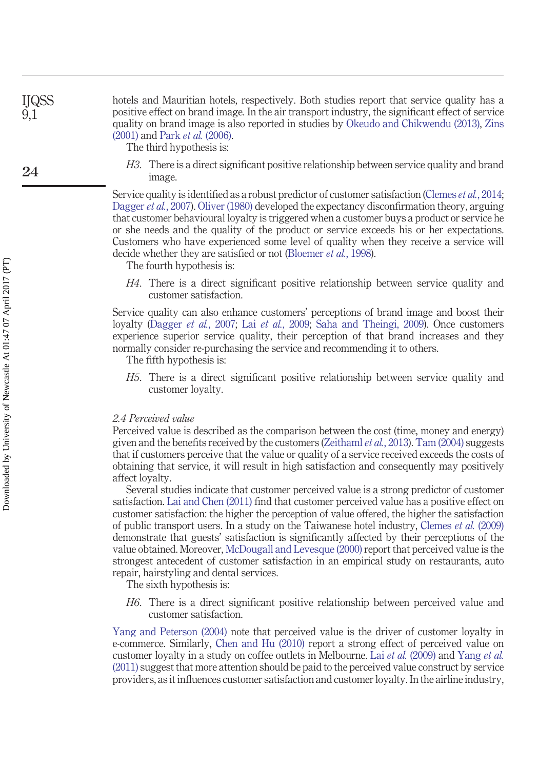hotels and Mauritian hotels, respectively. Both studies report that service quality has a positive effect on brand image. In the air transport industry, the significant effect of service quality on brand image is also reported in studies by Okeudo and Chikwendu (2013), Zins (2001) and Park *et al.* (2006).

The third hypothesis is:

*H3.* There is a direct significant positive relationship between service quality and brand image.

Service quality is identified as a robust predictor of customer satisfaction (Clemes *et al.*, 2014; Dagger *et al.*, 2007). Oliver (1980) developed the expectancy disconfirmation theory, arguing that customer behavioural loyalty is triggered when a customer buys a product or service he or she needs and the quality of the product or service exceeds his or her expectations. Customers who have experienced some level of quality when they receive a service will decide whether they are satisfied or not (Bloemer *et al.*, 1998).

The fourth hypothesis is:

*H4.* There is a direct significant positive relationship between service quality and customer satisfaction.

Service quality can also enhance customers' perceptions of brand image and boost their loyalty (Dagger *et al.*, 2007; Lai *et al.*, 2009; Saha and Theingi, 2009). Once customers experience superior service quality, their perception of that brand increases and they normally consider re-purchasing the service and recommending it to others.

The fifth hypothesis is:

*H5.* There is a direct significant positive relationship between service quality and customer loyalty.

### *2.4 Perceived value*

Perceived value is described as the comparison between the cost (time, money and energy) given and the benefits received by the customers (Zeithaml *et al.*, 2013). Tam (2004) suggests that if customers perceive that the value or quality of a service received exceeds the costs of obtaining that service, it will result in high satisfaction and consequently may positively affect loyalty.

Several studies indicate that customer perceived value is a strong predictor of customer satisfaction. Lai and Chen (2011) find that customer perceived value has a positive effect on customer satisfaction: the higher the perception of value offered, the higher the satisfaction of public transport users. In a study on the Taiwanese hotel industry, Clemes *et al.* (2009) demonstrate that guests' satisfaction is significantly affected by their perceptions of the value obtained. Moreover, McDougall and Levesque (2000) report that perceived value is the strongest antecedent of customer satisfaction in an empirical study on restaurants, auto repair, hairstyling and dental services.

The sixth hypothesis is:

*H6.* There is a direct significant positive relationship between perceived value and customer satisfaction.

Yang and Peterson (2004) note that perceived value is the driver of customer loyalty in e-commerce. Similarly, Chen and Hu (2010) report a strong effect of perceived value on customer loyalty in a study on coffee outlets in Melbourne. Lai *et al.* (2009) and Yang *et al.* (2011) suggest that more attention should be paid to the perceived value construct by service providers, as it influences customer satisfaction and customer loyalty. In the airline industry,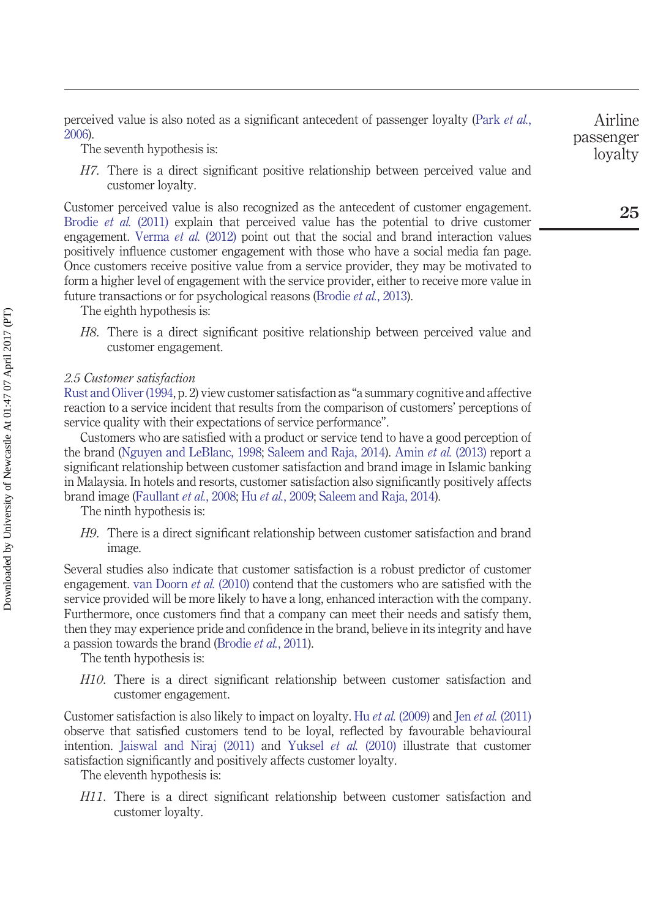perceived value is also noted as a significant antecedent of passenger loyalty (Park *et al.*, 2006).

The seventh hypothesis is:

*H7*. There is a direct significant positive relationship between perceived value and customer loyalty.

Customer perceived value is also recognized as the antecedent of customer engagement. Brodie *et al.* (2011) explain that perceived value has the potential to drive customer engagement. Verma *et al.* (2012) point out that the social and brand interaction values positively influence customer engagement with those who have a social media fan page. Once customers receive positive value from a service provider, they may be motivated to form a higher level of engagement with the service provider, either to receive more value in future transactions or for psychological reasons (Brodie *et al.*, 2013).

The eighth hypothesis is:

*H8*. There is a direct significant positive relationship between perceived value and customer engagement.

### 2.5 Customer satisfaction

Rust and Oliver (1994, p. 2) view customer satisfaction as "a summary cognitive and affective reaction to a service incident that results from the comparison of customers' perceptions of service quality with their expectations of service performance".

Customers who are satisfied with a product or service tend to have a good perception of the brand (Nguyen and LeBlanc, 1998; Saleem and Raja, 2014). Amin *et al.* (2013) report a significant relationship between customer satisfaction and brand image in Islamic banking in Malaysia. In hotels and resorts, customer satisfaction also significantly positively affects brand image (Faullant *et al.*, 2008; Hu *et al.*, 2009; Saleem and Raja, 2014).

The ninth hypothesis is:

*H9*. There is a direct significant relationship between customer satisfaction and brand image.

Several studies also indicate that customer satisfaction is a robust predictor of customer engagement. van Doorn *et al.* (2010) contend that the customers who are satisfied with the service provided will be more likely to have a long, enhanced interaction with the company. Furthermore, once customers find that a company can meet their needs and satisfy them, then they may experience pride and confidence in the brand, believe in its integrity and have a passion towards the brand (Brodie *et al.*, 2011).

The tenth hypothesis is:

*H10*. There is a direct significant relationship between customer satisfaction and customer engagement.

Customer satisfaction is also likely to impact on loyalty. Hu *et al.* (2009) and Jen *et al.* (2011) observe that satisfied customers tend to be loyal, reflected by favourable behavioural intention. Jaiswal and Niraj (2011) and Yuksel *et al.* (2010) illustrate that customer satisfaction significantly and positively affects customer loyalty.

The eleventh hypothesis is:

*H11*. There is a direct significant relationship between customer satisfaction and customer loyalty.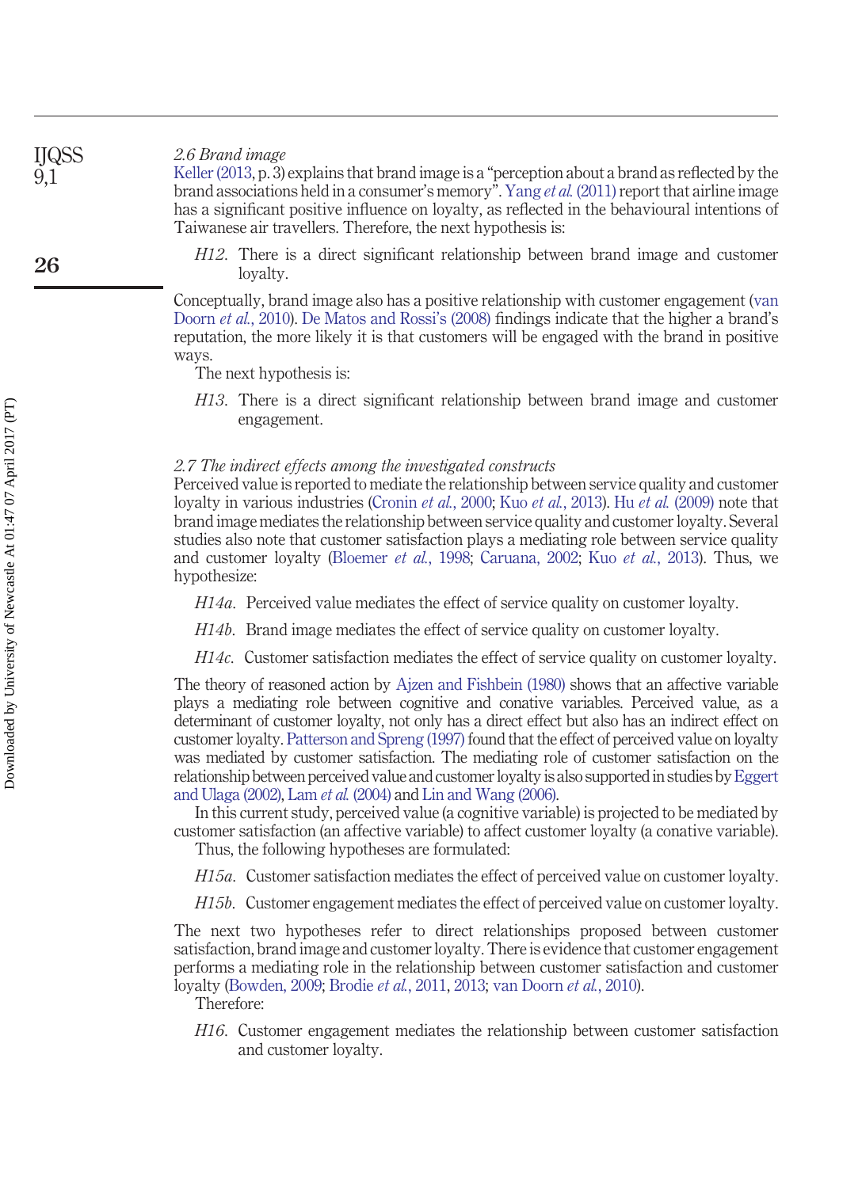### *2.6 Brand image*

Keller (2013, p. 3) explains that brand image is a "perception about a brand as reflected by the brand associations held in a consumer's memory". Yang *et al.* (2011) report that airline image has a significant positive influence on loyalty, as reflected in the behavioural intentions of Taiwanese air travellers. Therefore, the next hypothesis is:

*H12*. There is a direct significant relationship between brand image and customer loyalty.

Conceptually, brand image also has a positive relationship with customer engagement (van Doorn *et al.*, 2010). De Matos and Rossi's (2008) findings indicate that the higher a brand's reputation, the more likely it is that customers will be engaged with the brand in positive ways.

The next hypothesis is:

*H13*. There is a direct significant relationship between brand image and customer engagement.

### *2.7 The indirect effects among the investigated constructs*

Perceived value is reported to mediate the relationship between service quality and customer loyalty in various industries (Cronin *et al.*, 2000; Kuo *et al.*, 2013). Hu *et al.* (2009) note that brand image mediates the relationship between service quality and customer loyalty. Several studies also note that customer satisfaction plays a mediating role between service quality and customer loyalty (Bloemer *et al.*, 1998; Caruana, 2002; Kuo *et al.*, 2013). Thus, we hypothesize:

*H14a*. Perceived value mediates the effect of service quality on customer loyalty.

*H14b*. Brand image mediates the effect of service quality on customer loyalty.

*H14c*. Customer satisfaction mediates the effect of service quality on customer loyalty.

The theory of reasoned action by Ajzen and Fishbein (1980) shows that an affective variable plays a mediating role between cognitive and conative variables. Perceived value, as a determinant of customer loyalty, not only has a direct effect but also has an indirect effect on customer loyalty. Patterson and Spreng (1997) found that the effect of perceived value on loyalty was mediated by customer satisfaction. The mediating role of customer satisfaction on the relationship between perceived value and customer loyalty is also supported in studies by Eggert and Ulaga (2002), Lam *et al.* (2004) and Lin and Wang (2006).

In this current study, perceived value (a cognitive variable) is projected to be mediated by customer satisfaction (an affective variable) to affect customer loyalty (a conative variable).

Thus, the following hypotheses are formulated:

*H15a*. Customer satisfaction mediates the effect of perceived value on customer loyalty.

*H15b*. Customer engagement mediates the effect of perceived value on customer loyalty.

The next two hypotheses refer to direct relationships proposed between customer satisfaction, brand image and customer loyalty. There is evidence that customer engagement performs a mediating role in the relationship between customer satisfaction and customer loyalty (Bowden, 2009; Brodie *et al.*, 2011, 2013; van Doorn *et al.*, 2010).

Therefore:

*H16*. Customer engagement mediates the relationship between customer satisfaction and customer loyalty.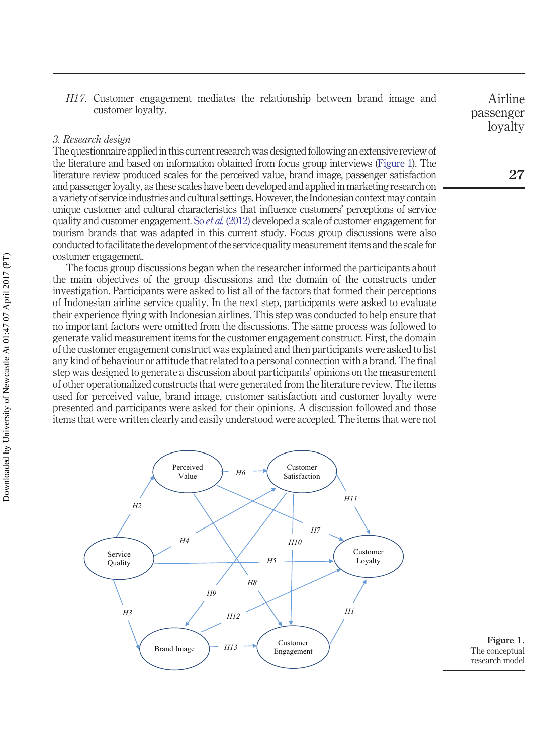*H17*. Customer engagement mediates the relationship between brand image and customer loyalty.

### 3. Research design

The questionnaire applied in this current research was designed following an extensive review of the literature and based on information obtained from focus group interviews (Figure 1). The literature review produced scales for the perceived value, brand image, passenger satisfaction and passenger loyalty, as these scales have been developed and applied in marketing research on a variety of service industries and cultural settings. However, the Indonesian context may contain unique customer and cultural characteristics that influence customers' perceptions of service quality and customer engagement. So *et al.* (2012) developed a scale of customer engagement for tourism brands that was adapted in this current study. Focus group discussions were also conducted to facilitate the development of the service quality measurement items and the scale for costumer engagement.

The focus group discussions began when the researcher informed the participants about the main objectives of the group discussions and the domain of the constructs under investigation. Participants were asked to list all of the factors that formed their perceptions of Indonesian airline service quality. In the next step, participants were asked to evaluate their experience flying with Indonesian airlines. This step was conducted to help ensure that no important factors were omitted from the discussions. The same process was followed to generate valid measurement items for the customer engagement construct. First, the domain of the customer engagement construct was explained and then participants were asked to list any kind of behaviour or attitude that related to a personal connection with a brand. The final step was designed to generate a discussion about participants' opinions on the measurement of other operationalized constructs that were generated from the literature review. The items used for perceived value, brand image, customer satisfaction and customer loyalty were presented and participants were asked for their opinions. A discussion followed and those items that were written clearly and easily understood were accepted. The items that were not

**Figure 1.** The conceptual research model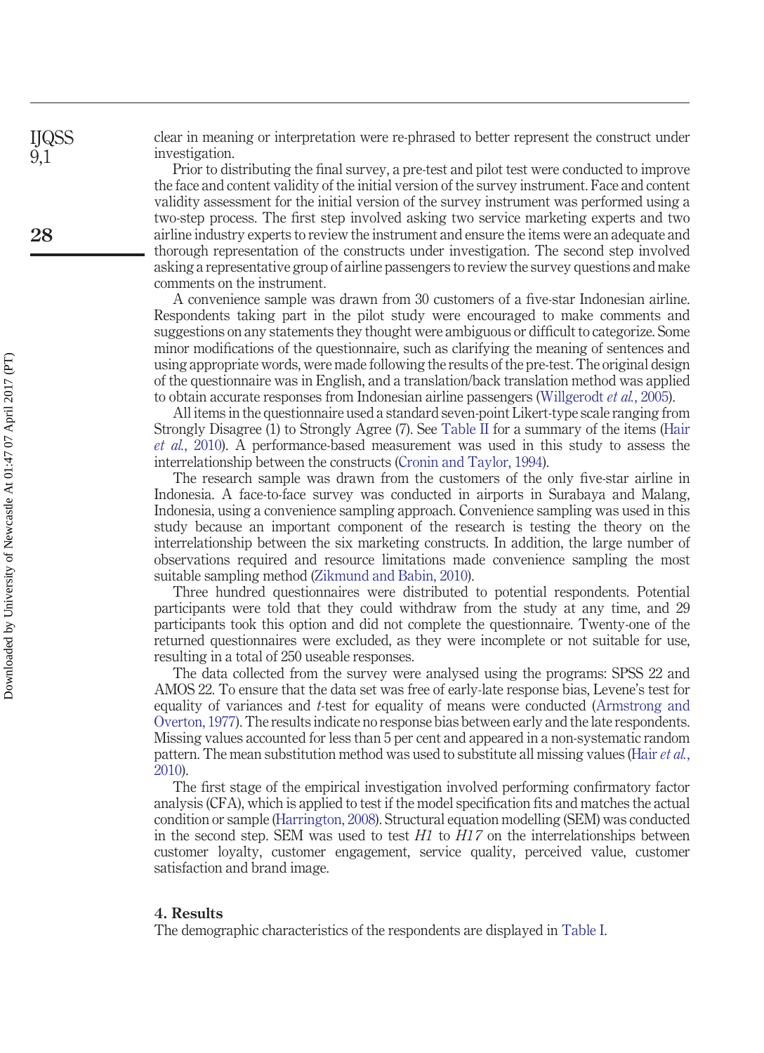clear in meaning or interpretation were re-phrased to better represent the construct under investigation.

Prior to distributing the final survey, a pre-test and pilot test were conducted to improve the face and content validity of the initial version of the survey instrument. Face and content validity assessment for the initial version of the survey instrument was performed using a two-step process. The first step involved asking two service marketing experts and two airline industry experts to review the instrument and ensure the items were an adequate and thorough representation of the constructs under investigation. The second step involved asking a representative group of airline passengers to review the survey questions and make comments on the instrument.

A convenience sample was drawn from 30 customers of a five-star Indonesian airline. Respondents taking part in the pilot study were encouraged to make comments and suggestions on any statements they thought were ambiguous or difficult to categorize. Some minor modifications of the questionnaire, such as clarifying the meaning of sentences and using appropriate words, were made following the results of the pre-test. The original design of the questionnaire was in English, and a translation/back translation method was applied to obtain accurate responses from Indonesian airline passengers (Willgerodt *et al.*, 2005).

All items in the questionnaire used a standard seven-point Likert-type scale ranging from Strongly Disagree (1) to Strongly Agree (7). See Table II for a summary of the items (Hair *et al.*, 2010). A performance-based measurement was used in this study to assess the interrelationship between the constructs (Cronin and Taylor, 1994).

The research sample was drawn from the customers of the only five-star airline in Indonesia. A face-to-face survey was conducted in airports in Surabaya and Malang, Indonesia, using a convenience sampling approach. Convenience sampling was used in this study because an important component of the research is testing the theory on the interrelationship between the six marketing constructs. In addition, the large number of observations required and resource limitations made convenience sampling the most suitable sampling method (Zikmund and Babin, 2010).

Three hundred questionnaires were distributed to potential respondents. Potential participants were told that they could withdraw from the study at any time, and 29 participants took this option and did not complete the questionnaire. Twenty-one of the returned questionnaires were excluded, as they were incomplete or not suitable for use, resulting in a total of 250 useable responses.

The data collected from the survey were analysed using the programs: SPSS 22 and AMOS 22. To ensure that the data set was free of early-late response bias, Levene's test for equality of variances and *t*-test for equality of means were conducted (Armstrong and Overton, 1977). The results indicate no response bias between early and the late respondents. Missing values accounted for less than 5 per cent and appeared in a non-systematic random pattern. The mean substitution method was used to substitute all missing values (Hair *et al.*, 2010).

The first stage of the empirical investigation involved performing confirmatory factor analysis (CFA), which is applied to test if the model specification fits and matches the actual condition or sample (Harrington, 2008). Structural equation modelling (SEM) was conducted in the second step. SEM was used to test *H1* to *H17* on the interrelationships between customer loyalty, customer engagement, service quality, perceived value, customer satisfaction and brand image.

## 4. Results

The demographic characteristics of the respondents are displayed in Table I.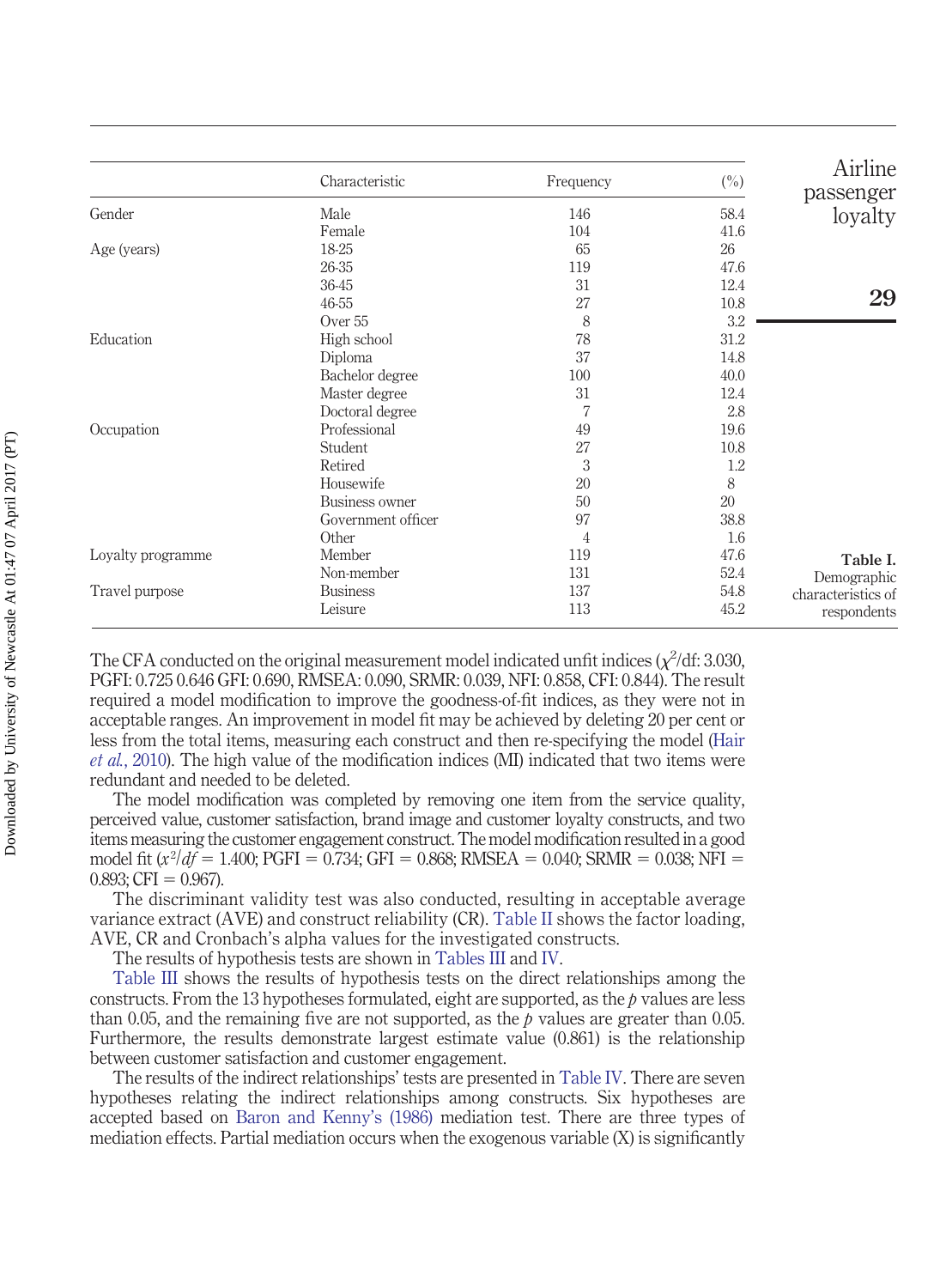| | Characteristic | Frequency | (%) |
|---|---|---|---|
| Gender | Male | 146 | 58.4 |
| | Female | 104 | 41.6 |
| Age (years) | 18-25 | 65 | 26 |
| | 26-35 | 119 | 47.6 |
| | 36-45 | 31 | 12.4 |
| | 46-55 | 27 | 10.8 |
| | Over 55 | 8 | 3.2 |
| Education | High school | 78 | 31.2 |
| | Diploma | 37 | 14.8 |
| | Bachelor degree | 100 | 40.0 |
| | Master degree | 31 | 12.4 |
| | Doctoral degree | 7 | 2.8 |
| Occupation | Professional | 49 | 19.6 |
| | Student | 27 | 10.8 |
| | Retired | 3 | 1.2 |
| | Housewife | 20 | 8 |
| | Business owner | 50 | 20 |
| | Government officer | 97 | 38.8 |
| | Other | 4 | 1.6 |
| Loyalty programme | Member | 119 | 47.6 |
| | Non-member | 131 | 52.4 |
| Travel purpose | Business | 137 | 54.8 |
| | Leisure | 113 | 45.2 |

**Table I.** Demographic characteristics of respondents

The CFA conducted on the original measurement model indicated unfit indices ($\chi^2$/df: 3.030, PGFI: 0.725 0.646 GFI: 0.690, RMSEA: 0.090, SRMR: 0.039, NFI: 0.858, CFI: 0.844). The result required a model modification to improve the goodness-of-fit indices, as they were not in acceptable ranges. An improvement in model fit may be achieved by deleting 20 per cent or less from the total items, measuring each construct and then re-specifying the model (Hair *et al.*, 2010). The high value of the modification indices (MI) indicated that two items were redundant and needed to be deleted.

The model modification was completed by removing one item from the service quality, perceived value, customer satisfaction, brand image and customer loyalty constructs, and two items measuring the customer engagement construct. The model modification resulted in a good model fit ($x^2/df$ = 1.400; PGFI = 0.734; GFI = 0.868; RMSEA = 0.040; SRMR = 0.038; NFI = 0.893; CFI = 0.967).

The discriminant validity test was also conducted, resulting in acceptable average variance extract (AVE) and construct reliability (CR). Table II shows the factor loading, AVE, CR and Cronbach's alpha values for the investigated constructs.

The results of hypothesis tests are shown in Tables III and IV.

Table III shows the results of hypothesis tests on the direct relationships among the constructs. From the 13 hypotheses formulated, eight are supported, as the $p$ values are less than 0.05, and the remaining five are not supported, as the $p$ values are greater than 0.05. Furthermore, the results demonstrate largest estimate value (0.861) is the relationship between customer satisfaction and customer engagement.

The results of the indirect relationships' tests are presented in Table IV. There are seven hypotheses relating the indirect relationships among constructs. Six hypotheses are accepted based on Baron and Kenny's (1986) mediation test. There are three types of mediation effects. Partial mediation occurs when the exogenous variable (X) is significantly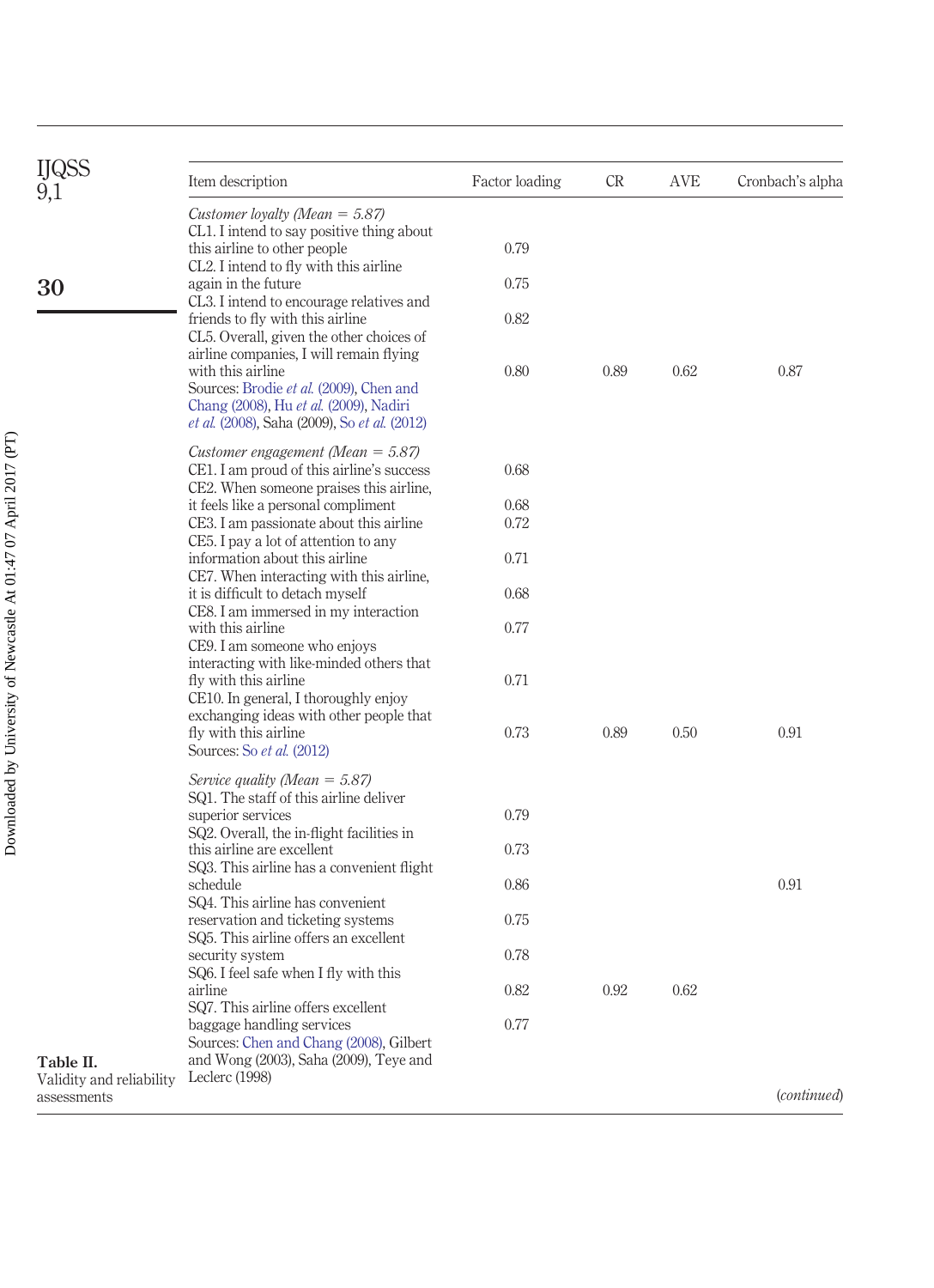**Table II.** Validity and reliability assessments

| Item description | Factor loading | CR | AVE | Cronbach's alpha |
|---|---|---|---|---|
| *Customer loyalty (Mean = 5.87)* | | | | |
| CL1. I intend to say positive thing about this airline to other people | 0.79 | | | |
| CL2. I intend to fly with this airline again in the future | 0.75 | | | |
| CL3. I intend to encourage relatives and friends to fly with this airline | 0.82 | | | |
| CL5. Overall, given the other choices of airline companies, I will remain flying with this airline | 0.80 | 0.89 | 0.62 | 0.87 |
| Sources: Brodie *et al.* (2009), Chen and Chang (2008), Hu *et al.* (2009), Nadiri *et al.* (2008), Saha (2009), So *et al.* (2012) | | | | |
| *Customer engagement (Mean = 5.87)* | | | | |
| CE1. I am proud of this airline's success | 0.68 | | | |
| CE2. When someone praises this airline, it feels like a personal compliment | 0.68 | | | |
| CE3. I am passionate about this airline | 0.72 | | | |
| CE5. I pay a lot of attention to any information about this airline | 0.71 | | | |
| CE7. When interacting with this airline, it is difficult to detach myself | 0.68 | | | |
| CE8. I am immersed in my interaction with this airline | 0.77 | | | |
| CE9. I am someone who enjoys interacting with like-minded others that fly with this airline | 0.71 | | | |
| CE10. In general, I thoroughly enjoy exchanging ideas with other people that fly with this airline | 0.73 | 0.89 | 0.50 | 0.91 |
| Sources: So *et al.* (2012) | | | | |
| *Service quality (Mean = 5.87)* | | | | |
| SQ1. The staff of this airline deliver superior services | 0.79 | | | |
| SQ2. Overall, the in-flight facilities in this airline are excellent | 0.73 | | | |
| SQ3. This airline has a convenient flight schedule | 0.86 | | | 0.91 |
| SQ4. This airline has convenient reservation and ticketing systems | 0.75 | | | |
| SQ5. This airline offers an excellent security system | 0.78 | | | |
| SQ6. I feel safe when I fly with this airline | 0.82 | 0.92 | 0.62 | |
| SQ7. This airline offers excellent baggage handling services | 0.77 | | | |
| Sources: Chen and Chang (2008), Gilbert and Wong (2003), Saha (2009), Teye and Leclerc (1998) | | | | |

(*continued*)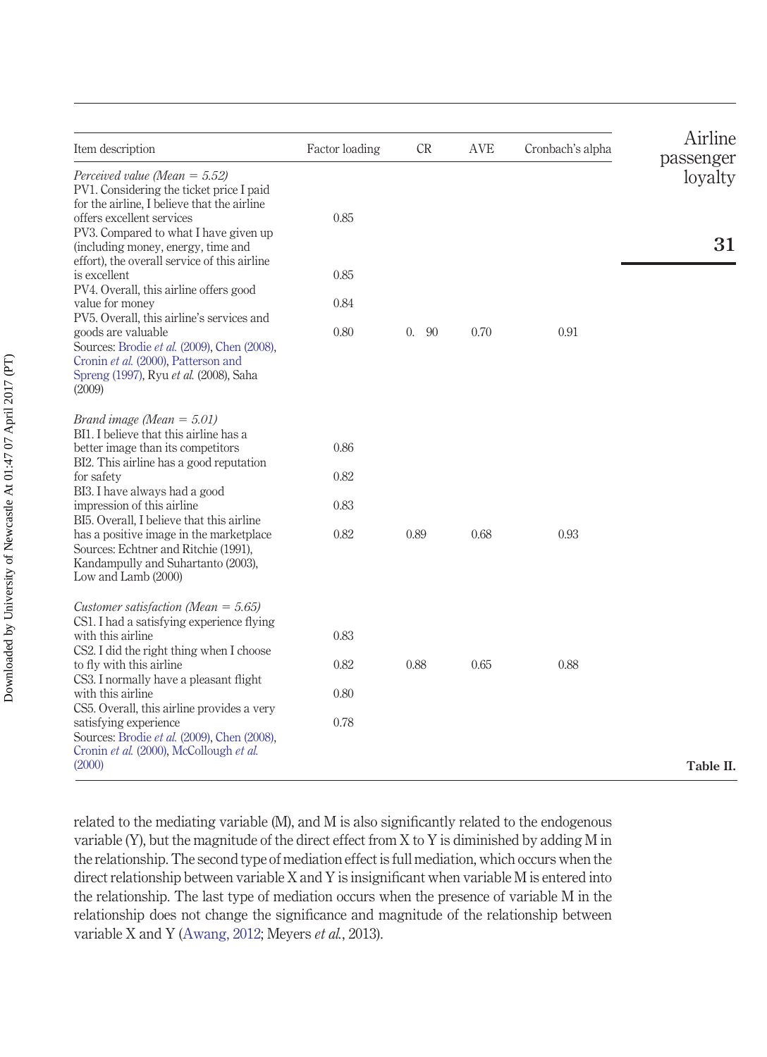| Item description | Factor loading | CR | AVE | Cronbach's alpha |
|---|---|---|---|---|
| *Perceived value (Mean = 5.52)* | | | | |
| PV1. Considering the ticket price I paid for the airline, I believe that the airline offers excellent services | 0.85 | | | |
| PV3. Compared to what I have given up (including money, energy, time and effort), the overall service of this airline is excellent | 0.85 | | | |
| PV4. Overall, this airline offers good value for money | 0.84 | | | |
| PV5. Overall, this airline's services and goods are valuable | 0.80 | 0. 90 | 0.70 | 0.91 |
| Sources: Brodie *et al.* (2009), Chen (2008), Cronin *et al.* (2000), Patterson and Spreng (1997), Ryu *et al.* (2008), Saha (2009) | | | | |
| *Brand image (Mean = 5.01)* | | | | |
| BI1. I believe that this airline has a better image than its competitors | 0.86 | | | |
| BI2. This airline has a good reputation for safety | 0.82 | | | |
| BI3. I have always had a good impression of this airline | 0.83 | | | |
| BI5. Overall, I believe that this airline has a positive image in the marketplace | 0.82 | 0.89 | 0.68 | 0.93 |
| Sources: Echtner and Ritchie (1991), Kandampully and Suhartanto (2003), Low and Lamb (2000) | | | | |
| *Customer satisfaction (Mean = 5.65)* | | | | |
| CS1. I had a satisfying experience flying with this airline | 0.83 | | | |
| CS2. I did the right thing when I choose to fly with this airline | 0.82 | 0.88 | 0.65 | 0.88 |
| CS3. I normally have a pleasant flight with this airline | 0.80 | | | |
| CS5. Overall, this airline provides a very satisfying experience | 0.78 | | | |
| Sources: Brodie *et al.* (2009), Chen (2008), Cronin *et al.* (2000), McCollough *et al.* (2000) | | | | |

**Table II.**

related to the mediating variable (M), and M is also significantly related to the endogenous variable (Y), but the magnitude of the direct effect from X to Y is diminished by adding M in the relationship. The second type of mediation effect is full mediation, which occurs when the direct relationship between variable X and Y is insignificant when variable M is entered into the relationship. The last type of mediation occurs when the presence of variable M in the relationship does not change the significance and magnitude of the relationship between variable X and Y (Awang, 2012; Meyers *et al.*, 2013).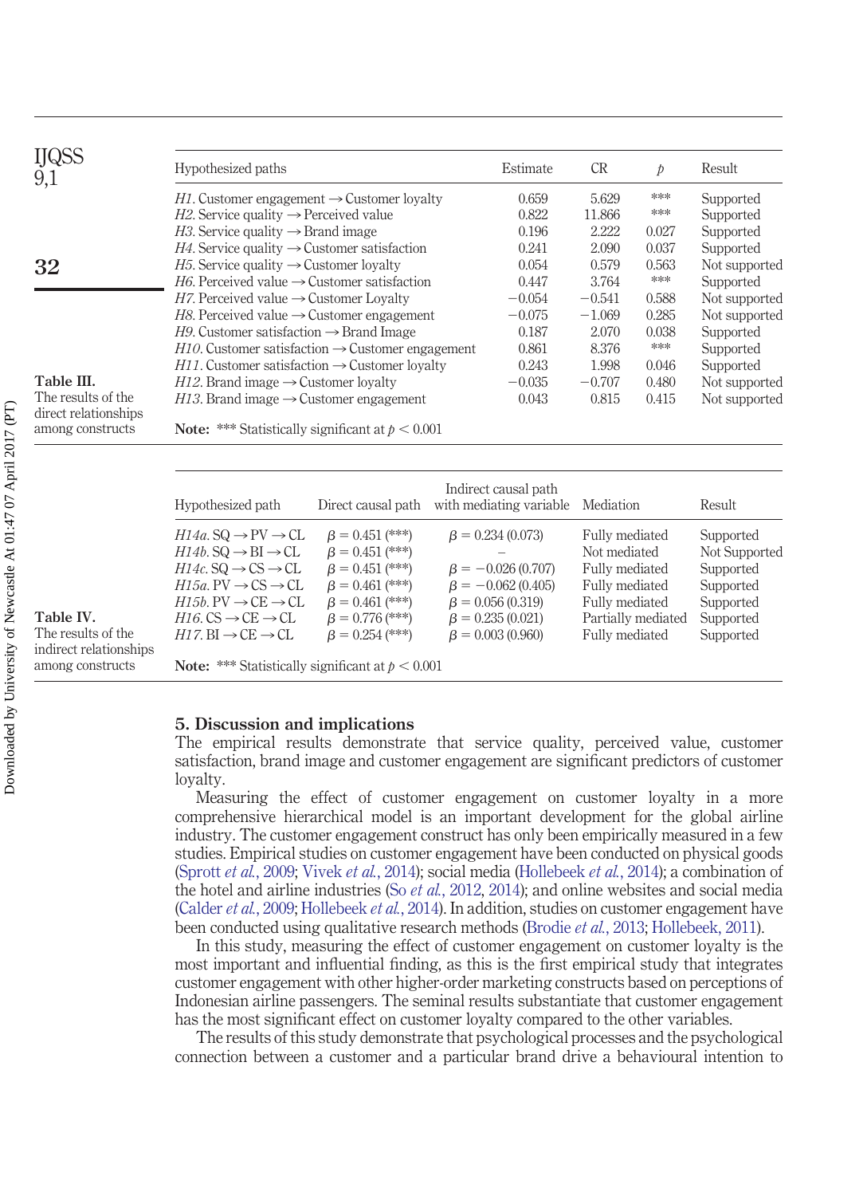**Table III.** The results of the direct relationships among constructs

| Hypothesized paths | Estimate | CR | $p$ | Result |
|---|---|---|---|---|
| *H1*. Customer engagement → Customer loyalty | 0.659 | 5.629 | *** | Supported |
| *H2*. Service quality → Perceived value | 0.822 | 11.866 | *** | Supported |
| *H3*. Service quality → Brand image | 0.196 | 2.222 | 0.027 | Supported |
| *H4*. Service quality → Customer satisfaction | 0.241 | 2.090 | 0.037 | Supported |
| *H5*. Service quality → Customer loyalty | 0.054 | 0.579 | 0.563 | Not supported |
| *H6*. Perceived value → Customer satisfaction | 0.447 | 3.764 | *** | Supported |
| *H7*. Perceived value → Customer Loyalty | −0.054 | −0.541 | 0.588 | Not supported |
| *H8*. Perceived value → Customer engagement | −0.075 | −1.069 | 0.285 | Not supported |
| *H9*. Customer satisfaction → Brand Image | 0.187 | 2.070 | 0.038 | Supported |
| *H10*. Customer satisfaction → Customer engagement | 0.861 | 8.376 | *** | Supported |
| *H11*. Customer satisfaction → Customer loyalty | 0.243 | 1.998 | 0.046 | Supported |
| *H12*. Brand image → Customer loyalty | −0.035 | −0.707 | 0.480 | Not supported |
| *H13*. Brand image → Customer engagement | 0.043 | 0.815 | 0.415 | Not supported |

**Note:** *** Statistically significant at $p < 0.001$

**Table IV.** The results of the indirect relationships among constructs

| Hypothesized path | Direct causal path | Indirect causal path with mediating variable | Mediation | Result |
|---|---|---|---|---|
| *H14a*. SQ → PV → CL | $\beta = 0.451$ (***) | $\beta = 0.234$ (0.073) | Fully mediated | Supported |
| *H14b*. SQ → BI → CL | $\beta = 0.451$ (***) | – | Not mediated | Not Supported |
| *H14c*. SQ → CS → CL | $\beta = 0.451$ (***) | $\beta = -0.026$ (0.707) | Fully mediated | Supported |
| *H15a*. PV → CS → CL | $\beta = 0.461$ (***) | $\beta = -0.062$ (0.405) | Fully mediated | Supported |
| *H15b*. PV → CE → CL | $\beta = 0.461$ (***) | $\beta = 0.056$ (0.319) | Fully mediated | Supported |
| *H16*. CS → CE → CL | $\beta = 0.776$ (***) | $\beta = 0.235$ (0.021) | Partially mediated | Supported |
| *H17*. BI → CE → CL | $\beta = 0.254$ (***) | $\beta = 0.003$ (0.960) | Fully mediated | Supported |

**Note:** *** Statistically significant at $p < 0.001$

## 5. Discussion and implications

The empirical results demonstrate that service quality, perceived value, customer satisfaction, brand image and customer engagement are significant predictors of customer loyalty.

Measuring the effect of customer engagement on customer loyalty in a more comprehensive hierarchical model is an important development for the global airline industry. The customer engagement construct has only been empirically measured in a few studies. Empirical studies on customer engagement have been conducted on physical goods (Sprott *et al.*, 2009; Vivek *et al.*, 2014); social media (Hollebeek *et al.*, 2014); a combination of the hotel and airline industries (So *et al.*, 2012, 2014); and online websites and social media (Calder *et al.*, 2009; Hollebeek *et al.*, 2014). In addition, studies on customer engagement have been conducted using qualitative research methods (Brodie *et al.*, 2013; Hollebeek, 2011).

In this study, measuring the effect of customer engagement on customer loyalty is the most important and influential finding, as this is the first empirical study that integrates customer engagement with other higher-order marketing constructs based on perceptions of Indonesian airline passengers. The seminal results substantiate that customer engagement has the most significant effect on customer loyalty compared to the other variables.

The results of this study demonstrate that psychological processes and the psychological connection between a customer and a particular brand drive a behavioural intention to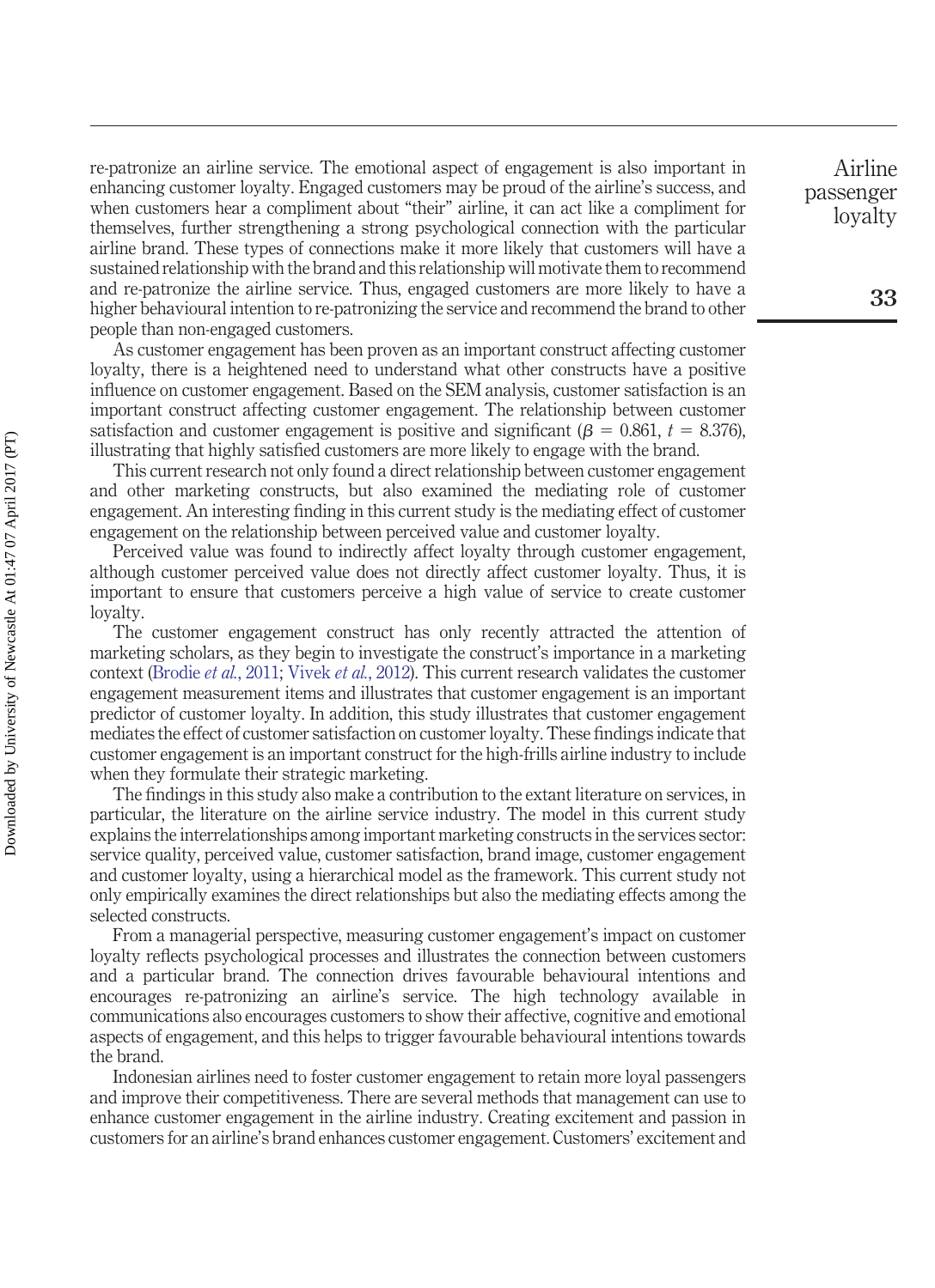re-patronize an airline service. The emotional aspect of engagement is also important in enhancing customer loyalty. Engaged customers may be proud of the airline's success, and when customers hear a compliment about "their" airline, it can act like a compliment for themselves, further strengthening a strong psychological connection with the particular airline brand. These types of connections make it more likely that customers will have a sustained relationship with the brand and this relationship will motivate them to recommend and re-patronize the airline service. Thus, engaged customers are more likely to have a higher behavioural intention to re-patronizing the service and recommend the brand to other people than non-engaged customers.

As customer engagement has been proven as an important construct affecting customer loyalty, there is a heightened need to understand what other constructs have a positive influence on customer engagement. Based on the SEM analysis, customer satisfaction is an important construct affecting customer engagement. The relationship between customer satisfaction and customer engagement is positive and significant ($\beta = 0.861$, $t = 8.376$), illustrating that highly satisfied customers are more likely to engage with the brand.

This current research not only found a direct relationship between customer engagement and other marketing constructs, but also examined the mediating role of customer engagement. An interesting finding in this current study is the mediating effect of customer engagement on the relationship between perceived value and customer loyalty.

Perceived value was found to indirectly affect loyalty through customer engagement, although customer perceived value does not directly affect customer loyalty. Thus, it is important to ensure that customers perceive a high value of service to create customer loyalty.

The customer engagement construct has only recently attracted the attention of marketing scholars, as they begin to investigate the construct's importance in a marketing context (Brodie *et al.*, 2011; Vivek *et al.*, 2012). This current research validates the customer engagement measurement items and illustrates that customer engagement is an important predictor of customer loyalty. In addition, this study illustrates that customer engagement mediates the effect of customer satisfaction on customer loyalty. These findings indicate that customer engagement is an important construct for the high-frills airline industry to include when they formulate their strategic marketing.

The findings in this study also make a contribution to the extant literature on services, in particular, the literature on the airline service industry. The model in this current study explains the interrelationships among important marketing constructs in the services sector: service quality, perceived value, customer satisfaction, brand image, customer engagement and customer loyalty, using a hierarchical model as the framework. This current study not only empirically examines the direct relationships but also the mediating effects among the selected constructs.

From a managerial perspective, measuring customer engagement's impact on customer loyalty reflects psychological processes and illustrates the connection between customers and a particular brand. The connection drives favourable behavioural intentions and encourages re-patronizing an airline's service. The high technology available in communications also encourages customers to show their affective, cognitive and emotional aspects of engagement, and this helps to trigger favourable behavioural intentions towards the brand.

Indonesian airlines need to foster customer engagement to retain more loyal passengers and improve their competitiveness. There are several methods that management can use to enhance customer engagement in the airline industry. Creating excitement and passion in customers for an airline's brand enhances customer engagement. Customers' excitement and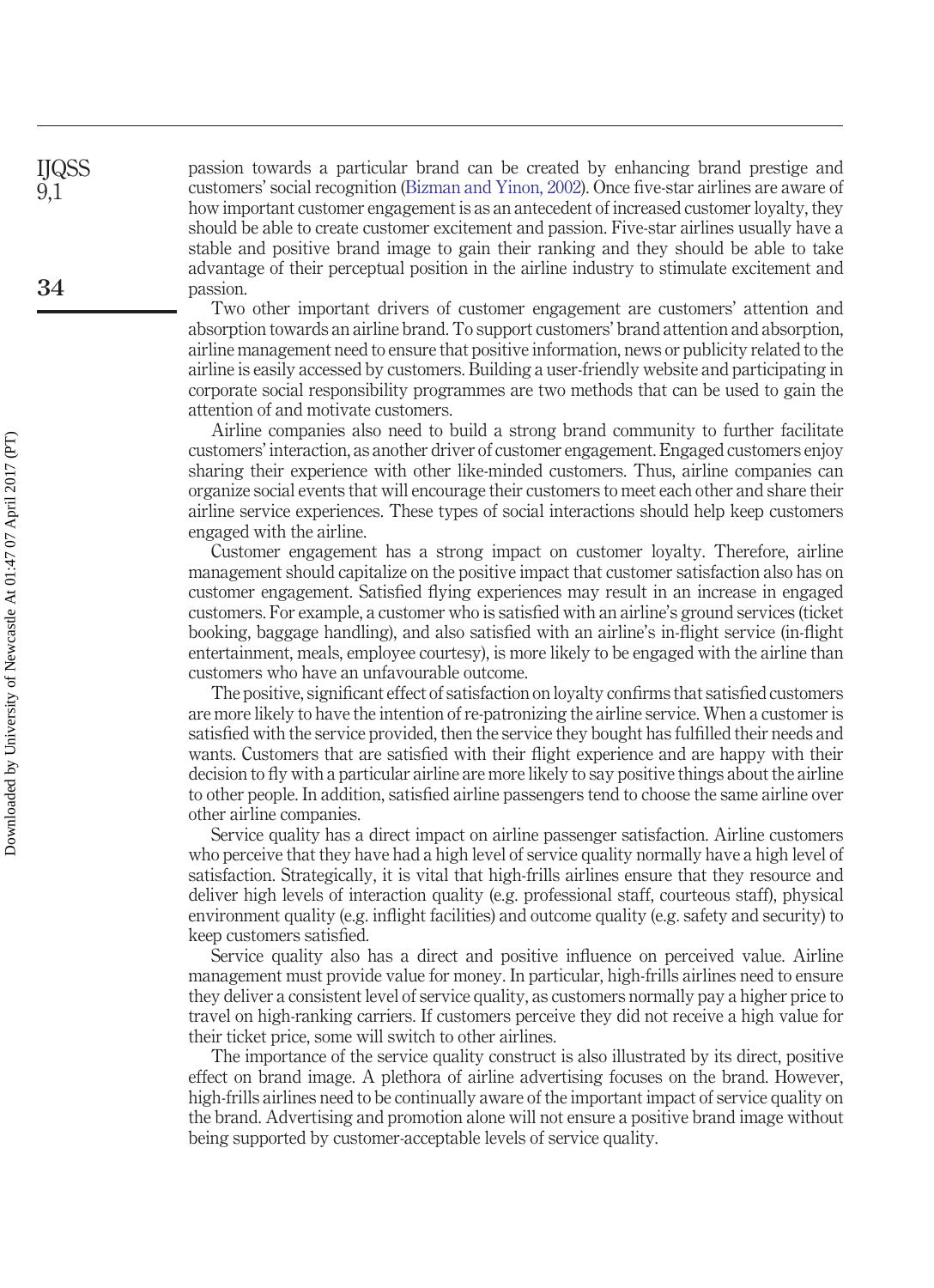passion towards a particular brand can be created by enhancing brand prestige and customers' social recognition (Bizman and Yinon, 2002). Once five-star airlines are aware of how important customer engagement is as an antecedent of increased customer loyalty, they should be able to create customer excitement and passion. Five-star airlines usually have a stable and positive brand image to gain their ranking and they should be able to take advantage of their perceptual position in the airline industry to stimulate excitement and passion.

Two other important drivers of customer engagement are customers' attention and absorption towards an airline brand. To support customers' brand attention and absorption, airline management need to ensure that positive information, news or publicity related to the airline is easily accessed by customers. Building a user-friendly website and participating in corporate social responsibility programmes are two methods that can be used to gain the attention of and motivate customers.

Airline companies also need to build a strong brand community to further facilitate customers' interaction, as another driver of customer engagement. Engaged customers enjoy sharing their experience with other like-minded customers. Thus, airline companies can organize social events that will encourage their customers to meet each other and share their airline service experiences. These types of social interactions should help keep customers engaged with the airline.

Customer engagement has a strong impact on customer loyalty. Therefore, airline management should capitalize on the positive impact that customer satisfaction also has on customer engagement. Satisfied flying experiences may result in an increase in engaged customers. For example, a customer who is satisfied with an airline's ground services (ticket booking, baggage handling), and also satisfied with an airline's in-flight service (in-flight entertainment, meals, employee courtesy), is more likely to be engaged with the airline than customers who have an unfavourable outcome.

The positive, significant effect of satisfaction on loyalty confirms that satisfied customers are more likely to have the intention of re-patronizing the airline service. When a customer is satisfied with the service provided, then the service they bought has fulfilled their needs and wants. Customers that are satisfied with their flight experience and are happy with their decision to fly with a particular airline are more likely to say positive things about the airline to other people. In addition, satisfied airline passengers tend to choose the same airline over other airline companies.

Service quality has a direct impact on airline passenger satisfaction. Airline customers who perceive that they have had a high level of service quality normally have a high level of satisfaction. Strategically, it is vital that high-frills airlines ensure that they resource and deliver high levels of interaction quality (e.g. professional staff, courteous staff), physical environment quality (e.g. inflight facilities) and outcome quality (e.g. safety and security) to keep customers satisfied.

Service quality also has a direct and positive influence on perceived value. Airline management must provide value for money. In particular, high-frills airlines need to ensure they deliver a consistent level of service quality, as customers normally pay a higher price to travel on high-ranking carriers. If customers perceive they did not receive a high value for their ticket price, some will switch to other airlines.

The importance of the service quality construct is also illustrated by its direct, positive effect on brand image. A plethora of airline advertising focuses on the brand. However, high-frills airlines need to be continually aware of the important impact of service quality on the brand. Advertising and promotion alone will not ensure a positive brand image without being supported by customer-acceptable levels of service quality.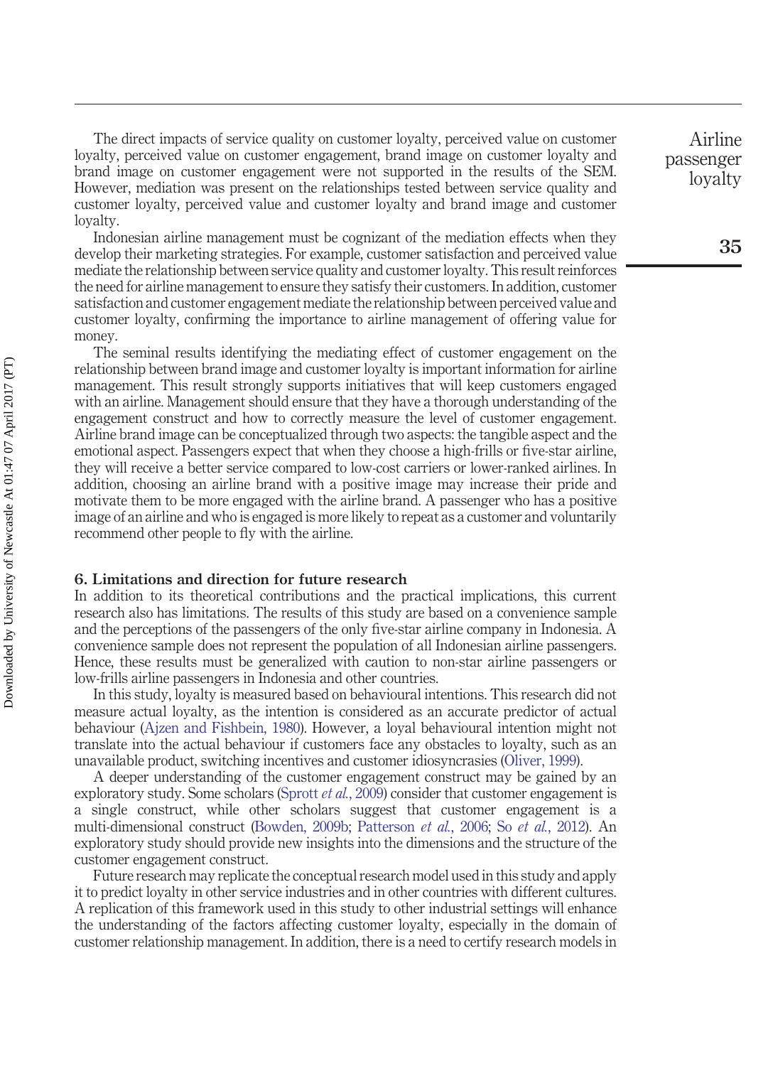The direct impacts of service quality on customer loyalty, perceived value on customer loyalty, perceived value on customer engagement, brand image on customer loyalty and brand image on customer engagement were not supported in the results of the SEM. However, mediation was present on the relationships tested between service quality and customer loyalty, perceived value and customer loyalty and brand image and customer loyalty.

Indonesian airline management must be cognizant of the mediation effects when they develop their marketing strategies. For example, customer satisfaction and perceived value mediate the relationship between service quality and customer loyalty. This result reinforces the need for airline management to ensure they satisfy their customers. In addition, customer satisfaction and customer engagement mediate the relationship between perceived value and customer loyalty, confirming the importance to airline management of offering value for money.

The seminal results identifying the mediating effect of customer engagement on the relationship between brand image and customer loyalty is important information for airline management. This result strongly supports initiatives that will keep customers engaged with an airline. Management should ensure that they have a thorough understanding of the engagement construct and how to correctly measure the level of customer engagement. Airline brand image can be conceptualized through two aspects: the tangible aspect and the emotional aspect. Passengers expect that when they choose a high-frills or five-star airline, they will receive a better service compared to low-cost carriers or lower-ranked airlines. In addition, choosing an airline brand with a positive image may increase their pride and motivate them to be more engaged with the airline brand. A passenger who has a positive image of an airline and who is engaged is more likely to repeat as a customer and voluntarily recommend other people to fly with the airline.

## 6. Limitations and direction for future research

In addition to its theoretical contributions and the practical implications, this current research also has limitations. The results of this study are based on a convenience sample and the perceptions of the passengers of the only five-star airline company in Indonesia. A convenience sample does not represent the population of all Indonesian airline passengers. Hence, these results must be generalized with caution to non-star airline passengers or low-frills airline passengers in Indonesia and other countries.

In this study, loyalty is measured based on behavioural intentions. This research did not measure actual loyalty, as the intention is considered as an accurate predictor of actual behaviour (Ajzen and Fishbein, 1980). However, a loyal behavioural intention might not translate into the actual behaviour if customers face any obstacles to loyalty, such as an unavailable product, switching incentives and customer idiosyncrasies (Oliver, 1999).

A deeper understanding of the customer engagement construct may be gained by an exploratory study. Some scholars (Sprott *et al.*, 2009) consider that customer engagement is a single construct, while other scholars suggest that customer engagement is a multi-dimensional construct (Bowden, 2009b; Patterson *et al.*, 2006; So *et al.*, 2012). An exploratory study should provide new insights into the dimensions and the structure of the customer engagement construct.

Future research may replicate the conceptual research model used in this study and apply it to predict loyalty in other service industries and in other countries with different cultures. A replication of this framework used in this study to other industrial settings will enhance the understanding of the factors affecting customer loyalty, especially in the domain of customer relationship management. In addition, there is a need to certify research models in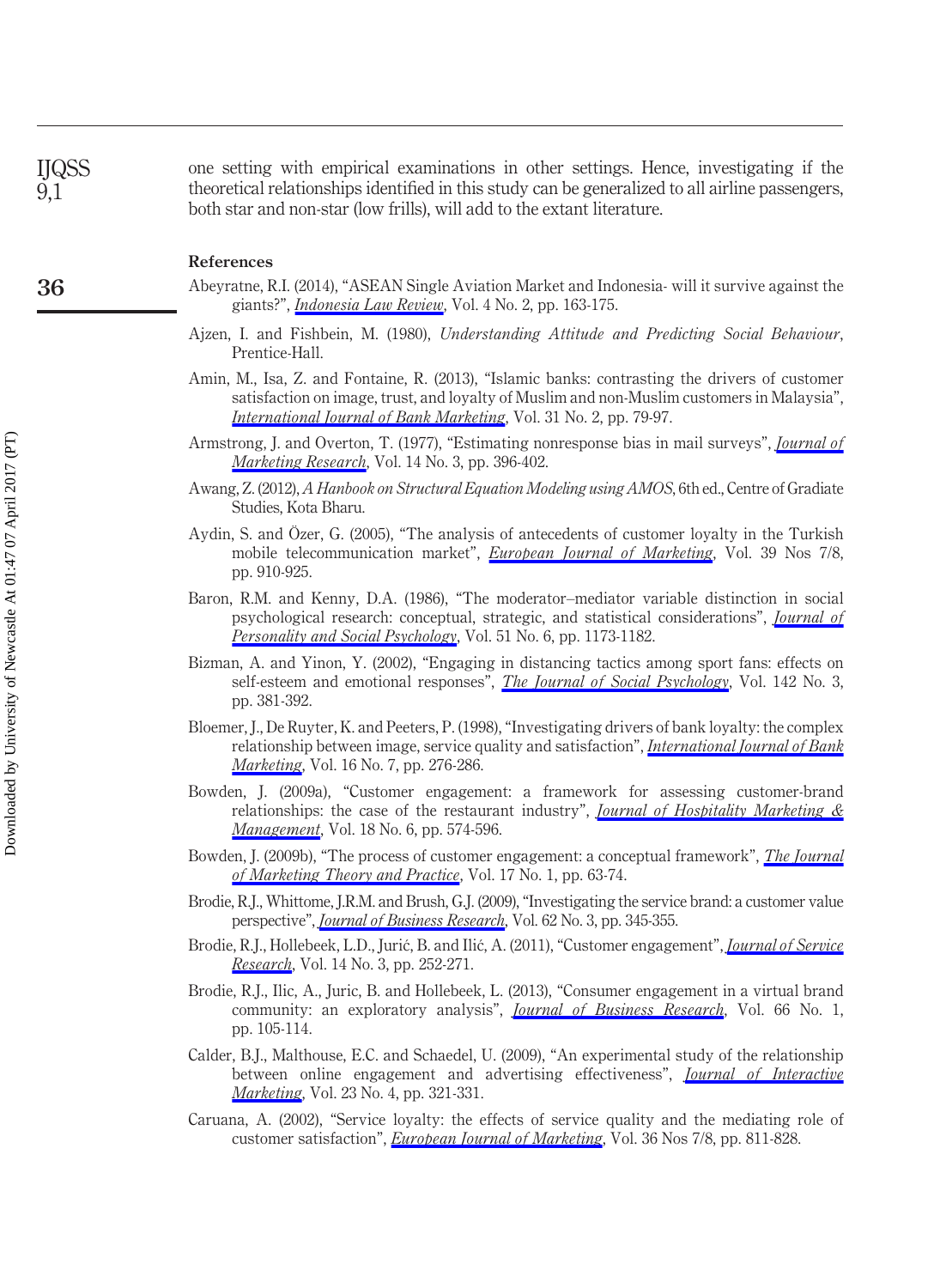one setting with empirical examinations in other settings. Hence, investigating if the theoretical relationships identified in this study can be generalized to all airline passengers, both star and non-star (low frills), will add to the extant literature.

## References

Abeyratne, R.I. (2014), "ASEAN Single Aviation Market and Indonesia- will it survive against the giants?", *Indonesia Law Review*, Vol. 4 No. 2, pp. 163-175.

Ajzen, I. and Fishbein, M. (1980), *Understanding Attitude and Predicting Social Behaviour*, Prentice-Hall.

Amin, M., Isa, Z. and Fontaine, R. (2013), "Islamic banks: contrasting the drivers of customer satisfaction on image, trust, and loyalty of Muslim and non-Muslim customers in Malaysia", *International Journal of Bank Marketing*, Vol. 31 No. 2, pp. 79-97.

Armstrong, J. and Overton, T. (1977), "Estimating nonresponse bias in mail surveys", *Journal of Marketing Research*, Vol. 14 No. 3, pp. 396-402.

Awang, Z. (2012), *A Hanbook on Structural Equation Modeling using AMOS*, 6th ed., Centre of Gradiate Studies, Kota Bharu.

Aydin, S. and Özer, G. (2005), "The analysis of antecedents of customer loyalty in the Turkish mobile telecommunication market", *European Journal of Marketing*, Vol. 39 Nos 7/8, pp. 910-925.

Baron, R.M. and Kenny, D.A. (1986), "The moderator–mediator variable distinction in social psychological research: conceptual, strategic, and statistical considerations", *Journal of Personality and Social Psychology*, Vol. 51 No. 6, pp. 1173-1182.

Bizman, A. and Yinon, Y. (2002), "Engaging in distancing tactics among sport fans: effects on self-esteem and emotional responses", *The Journal of Social Psychology*, Vol. 142 No. 3, pp. 381-392.

Bloemer, J., De Ruyter, K. and Peeters, P. (1998), "Investigating drivers of bank loyalty: the complex relationship between image, service quality and satisfaction", *International Journal of Bank Marketing*, Vol. 16 No. 7, pp. 276-286.

Bowden, J. (2009a), "Customer engagement: a framework for assessing customer-brand relationships: the case of the restaurant industry", *Journal of Hospitality Marketing & Management*, Vol. 18 No. 6, pp. 574-596.

Bowden, J. (2009b), "The process of customer engagement: a conceptual framework", *The Journal of Marketing Theory and Practice*, Vol. 17 No. 1, pp. 63-74.

Brodie, R.J., Whittome, J.R.M. and Brush, G.J. (2009), "Investigating the service brand: a customer value perspective", *Journal of Business Research*, Vol. 62 No. 3, pp. 345-355.

Brodie, R.J., Hollebeek, L.D., Jurić, B. and Ilić, A. (2011), "Customer engagement", *Journal of Service Research*, Vol. 14 No. 3, pp. 252-271.

Brodie, R.J., Ilic, A., Juric, B. and Hollebeek, L. (2013), "Consumer engagement in a virtual brand community: an exploratory analysis", *Journal of Business Research*, Vol. 66 No. 1, pp. 105-114.

Calder, B.J., Malthouse, E.C. and Schaedel, U. (2009), "An experimental study of the relationship between online engagement and advertising effectiveness", *Journal of Interactive Marketing*, Vol. 23 No. 4, pp. 321-331.

Caruana, A. (2002), "Service loyalty: the effects of service quality and the mediating role of customer satisfaction", *European Journal of Marketing*, Vol. 36 Nos 7/8, pp. 811-828.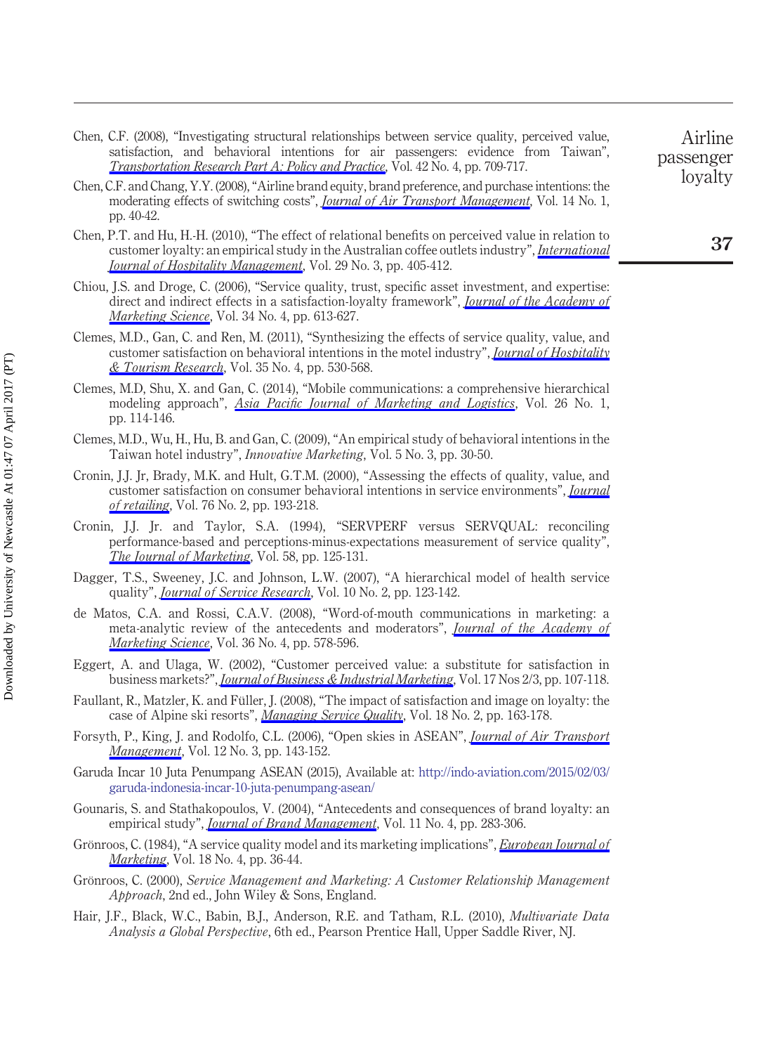Chen, C.F. (2008), "Investigating structural relationships between service quality, perceived value, satisfaction, and behavioral intentions for air passengers: evidence from Taiwan", *Transportation Research Part A: Policy and Practice*, Vol. 42 No. 4, pp. 709-717.

Chen, C.F. and Chang, Y.Y. (2008), "Airline brand equity, brand preference, and purchase intentions: the moderating effects of switching costs", *Journal of Air Transport Management*, Vol. 14 No. 1, pp. 40-42.

Chen, P.T. and Hu, H.-H. (2010), "The effect of relational benefits on perceived value in relation to customer loyalty: an empirical study in the Australian coffee outlets industry", *International Journal of Hospitality Management*, Vol. 29 No. 3, pp. 405-412.

Chiou, J.S. and Droge, C. (2006), "Service quality, trust, specific asset investment, and expertise: direct and indirect effects in a satisfaction-loyalty framework", *Journal of the Academy of Marketing Science*, Vol. 34 No. 4, pp. 613-627.

Clemes, M.D., Gan, C. and Ren, M. (2011), "Synthesizing the effects of service quality, value, and customer satisfaction on behavioral intentions in the motel industry", *Journal of Hospitality & Tourism Research*, Vol. 35 No. 4, pp. 530-568.

Clemes, M.D, Shu, X. and Gan, C. (2014), "Mobile communications: a comprehensive hierarchical modeling approach", *Asia Pacific Journal of Marketing and Logistics*, Vol. 26 No. 1, pp. 114-146.

Clemes, M.D., Wu, H., Hu, B. and Gan, C. (2009), "An empirical study of behavioral intentions in the Taiwan hotel industry", *Innovative Marketing*, Vol. 5 No. 3, pp. 30-50.

Cronin, J.J. Jr, Brady, M.K. and Hult, G.T.M. (2000), "Assessing the effects of quality, value, and customer satisfaction on consumer behavioral intentions in service environments", *Journal of retailing*, Vol. 76 No. 2, pp. 193-218.

Cronin, J.J. Jr. and Taylor, S.A. (1994), "SERVPERF versus SERVQUAL: reconciling performance-based and perceptions-minus-expectations measurement of service quality", *The Journal of Marketing*, Vol. 58, pp. 125-131.

Dagger, T.S., Sweeney, J.C. and Johnson, L.W. (2007), "A hierarchical model of health service quality", *Journal of Service Research*, Vol. 10 No. 2, pp. 123-142.

de Matos, C.A. and Rossi, C.A.V. (2008), "Word-of-mouth communications in marketing: a meta-analytic review of the antecedents and moderators", *Journal of the Academy of Marketing Science*, Vol. 36 No. 4, pp. 578-596.

Eggert, A. and Ulaga, W. (2002), "Customer perceived value: a substitute for satisfaction in business markets?", *Journal of Business & Industrial Marketing*, Vol. 17 Nos 2/3, pp. 107-118.

Faullant, R., Matzler, K. and Füller, J. (2008), "The impact of satisfaction and image on loyalty: the case of Alpine ski resorts", *Managing Service Quality*, Vol. 18 No. 2, pp. 163-178.

Forsyth, P., King, J. and Rodolfo, C.L. (2006), "Open skies in ASEAN", *Journal of Air Transport Management*, Vol. 12 No. 3, pp. 143-152.

Garuda Incar 10 Juta Penumpang ASEAN (2015), Available at: http://indo-aviation.com/2015/02/03/garuda-indonesia-incar-10-juta-penumpang-asean/

Gounaris, S. and Stathakopoulos, V. (2004), "Antecedents and consequences of brand loyalty: an empirical study", *Journal of Brand Management*, Vol. 11 No. 4, pp. 283-306.

Grönroos, C. (1984), "A service quality model and its marketing implications", *European Journal of Marketing*, Vol. 18 No. 4, pp. 36-44.

Grönroos, C. (2000), *Service Management and Marketing: A Customer Relationship Management Approach*, 2nd ed., John Wiley & Sons, England.

Hair, J.F., Black, W.C., Babin, B.J., Anderson, R.E. and Tatham, R.L. (2010), *Multivariate Data Analysis a Global Perspective*, 6th ed., Pearson Prentice Hall, Upper Saddle River, NJ.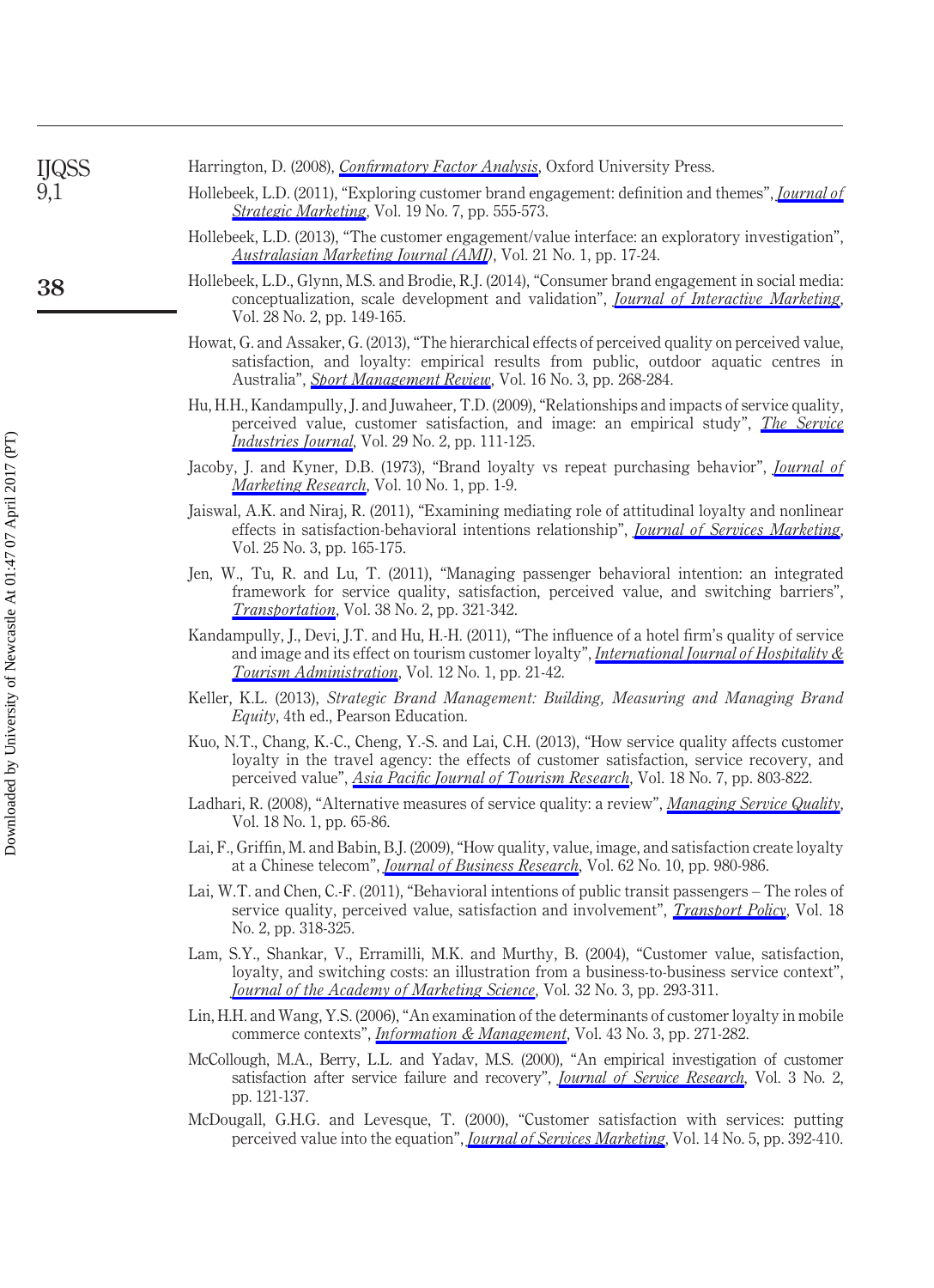Harrington, D. (2008), *Confirmatory Factor Analysis*, Oxford University Press.

Hollebeek, L.D. (2011), "Exploring customer brand engagement: definition and themes", *Journal of Strategic Marketing*, Vol. 19 No. 7, pp. 555-573.

Hollebeek, L.D. (2013), "The customer engagement/value interface: an exploratory investigation", *Australasian Marketing Journal (AMJ)*, Vol. 21 No. 1, pp. 17-24.

Hollebeek, L.D., Glynn, M.S. and Brodie, R.J. (2014), "Consumer brand engagement in social media: conceptualization, scale development and validation", *Journal of Interactive Marketing*, Vol. 28 No. 2, pp. 149-165.

Howat, G. and Assaker, G. (2013), "The hierarchical effects of perceived quality on perceived value, satisfaction, and loyalty: empirical results from public, outdoor aquatic centres in Australia", *Sport Management Review*, Vol. 16 No. 3, pp. 268-284.

Hu, H.H., Kandampully, J. and Juwaheer, T.D. (2009), "Relationships and impacts of service quality, perceived value, customer satisfaction, and image: an empirical study", *The Service Industries Journal*, Vol. 29 No. 2, pp. 111-125.

Jacoby, J. and Kyner, D.B. (1973), "Brand loyalty vs repeat purchasing behavior", *Journal of Marketing Research*, Vol. 10 No. 1, pp. 1-9.

Jaiswal, A.K. and Niraj, R. (2011), "Examining mediating role of attitudinal loyalty and nonlinear effects in satisfaction-behavioral intentions relationship", *Journal of Services Marketing*, Vol. 25 No. 3, pp. 165-175.

Jen, W., Tu, R. and Lu, T. (2011), "Managing passenger behavioral intention: an integrated framework for service quality, satisfaction, perceived value, and switching barriers", *Transportation*, Vol. 38 No. 2, pp. 321-342.

Kandampully, J., Devi, J.T. and Hu, H.-H. (2011), "The influence of a hotel firm's quality of service and image and its effect on tourism customer loyalty", *International Journal of Hospitality & Tourism Administration*, Vol. 12 No. 1, pp. 21-42.

Keller, K.L. (2013), *Strategic Brand Management: Building, Measuring and Managing Brand Equity*, 4th ed., Pearson Education.

Kuo, N.T., Chang, K.-C., Cheng, Y.-S. and Lai, C.H. (2013), "How service quality affects customer loyalty in the travel agency: the effects of customer satisfaction, service recovery, and perceived value", *Asia Pacific Journal of Tourism Research*, Vol. 18 No. 7, pp. 803-822.

Ladhari, R. (2008), "Alternative measures of service quality: a review", *Managing Service Quality*, Vol. 18 No. 1, pp. 65-86.

Lai, F., Griffin, M. and Babin, B.J. (2009), "How quality, value, image, and satisfaction create loyalty at a Chinese telecom", *Journal of Business Research*, Vol. 62 No. 10, pp. 980-986.

Lai, W.T. and Chen, C.-F. (2011), "Behavioral intentions of public transit passengers – The roles of service quality, perceived value, satisfaction and involvement", *Transport Policy*, Vol. 18 No. 2, pp. 318-325.

Lam, S.Y., Shankar, V., Erramilli, M.K. and Murthy, B. (2004), "Customer value, satisfaction, loyalty, and switching costs: an illustration from a business-to-business service context", *Journal of the Academy of Marketing Science*, Vol. 32 No. 3, pp. 293-311.

Lin, H.H. and Wang, Y.S. (2006), "An examination of the determinants of customer loyalty in mobile commerce contexts", *Information & Management*, Vol. 43 No. 3, pp. 271-282.

McCollough, M.A., Berry, L.L. and Yadav, M.S. (2000), "An empirical investigation of customer satisfaction after service failure and recovery", *Journal of Service Research*, Vol. 3 No. 2, pp. 121-137.

McDougall, G.H.G. and Levesque, T. (2000), "Customer satisfaction with services: putting perceived value into the equation", *Journal of Services Marketing*, Vol. 14 No. 5, pp. 392-410.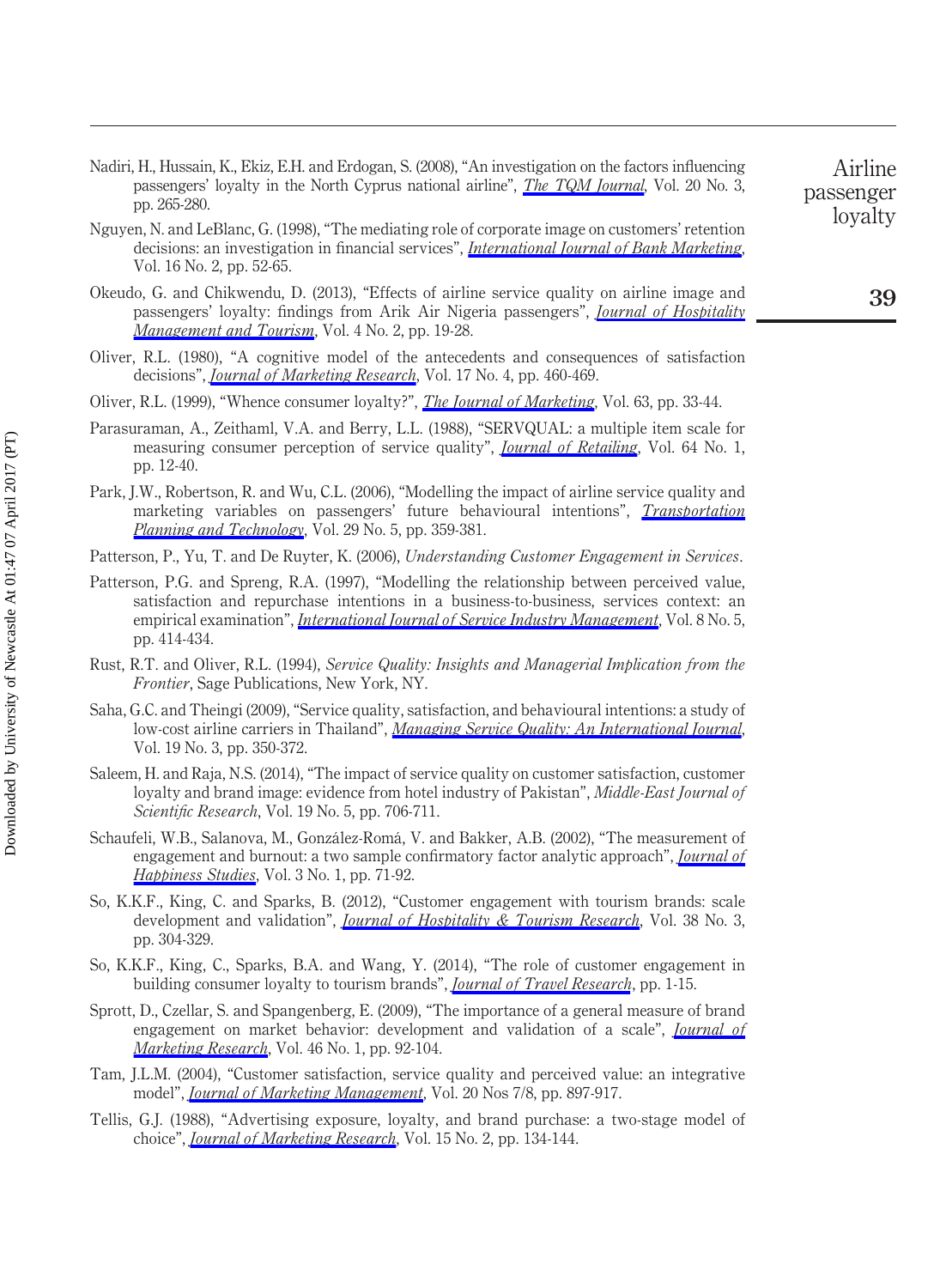Nadiri, H., Hussain, K., Ekiz, E.H. and Erdogan, S. (2008), "An investigation on the factors influencing passengers' loyalty in the North Cyprus national airline", *The TQM Journal*, Vol. 20 No. 3, pp. 265-280.

Nguyen, N. and LeBlanc, G. (1998), "The mediating role of corporate image on customers' retention decisions: an investigation in financial services", *International Journal of Bank Marketing*, Vol. 16 No. 2, pp. 52-65.

Okeudo, G. and Chikwendu, D. (2013), "Effects of airline service quality on airline image and passengers' loyalty: findings from Arik Air Nigeria passengers", *Journal of Hospitality Management and Tourism*, Vol. 4 No. 2, pp. 19-28.

Oliver, R.L. (1980), "A cognitive model of the antecedents and consequences of satisfaction decisions", *Journal of Marketing Research*, Vol. 17 No. 4, pp. 460-469.

Oliver, R.L. (1999), "Whence consumer loyalty?", *The Journal of Marketing*, Vol. 63, pp. 33-44.

Parasuraman, A., Zeithaml, V.A. and Berry, L.L. (1988), "SERVQUAL: a multiple item scale for measuring consumer perception of service quality", *Journal of Retailing*, Vol. 64 No. 1, pp. 12-40.

Park, J.W., Robertson, R. and Wu, C.L. (2006), "Modelling the impact of airline service quality and marketing variables on passengers' future behavioural intentions", *Transportation Planning and Technology*, Vol. 29 No. 5, pp. 359-381.

Patterson, P., Yu, T. and De Ruyter, K. (2006), *Understanding Customer Engagement in Services*.

Patterson, P.G. and Spreng, R.A. (1997), "Modelling the relationship between perceived value, satisfaction and repurchase intentions in a business-to-business, services context: an empirical examination", *International Journal of Service Industry Management*, Vol. 8 No. 5, pp. 414-434.

Rust, R.T. and Oliver, R.L. (1994), *Service Quality: Insights and Managerial Implication from the Frontier*, Sage Publications, New York, NY.

Saha, G.C. and Theingi (2009), "Service quality, satisfaction, and behavioural intentions: a study of low-cost airline carriers in Thailand", *Managing Service Quality: An International Journal*, Vol. 19 No. 3, pp. 350-372.

Saleem, H. and Raja, N.S. (2014), "The impact of service quality on customer satisfaction, customer loyalty and brand image: evidence from hotel industry of Pakistan", *Middle-East Journal of Scientific Research*, Vol. 19 No. 5, pp. 706-711.

Schaufeli, W.B., Salanova, M., González-Romá, V. and Bakker, A.B. (2002), "The measurement of engagement and burnout: a two sample confirmatory factor analytic approach", *Journal of Happiness Studies*, Vol. 3 No. 1, pp. 71-92.

So, K.K.F., King, C. and Sparks, B. (2012), "Customer engagement with tourism brands: scale development and validation", *Journal of Hospitality & Tourism Research*, Vol. 38 No. 3, pp. 304-329.

So, K.K.F., King, C., Sparks, B.A. and Wang, Y. (2014), "The role of customer engagement in building consumer loyalty to tourism brands", *Journal of Travel Research*, pp. 1-15.

Sprott, D., Czellar, S. and Spangenberg, E. (2009), "The importance of a general measure of brand engagement on market behavior: development and validation of a scale", *Journal of Marketing Research*, Vol. 46 No. 1, pp. 92-104.

Tam, J.L.M. (2004), "Customer satisfaction, service quality and perceived value: an integrative model", *Journal of Marketing Management*, Vol. 20 Nos 7/8, pp. 897-917.

Tellis, G.J. (1988), "Advertising exposure, loyalty, and brand purchase: a two-stage model of choice", *Journal of Marketing Research*, Vol. 15 No. 2, pp. 134-144.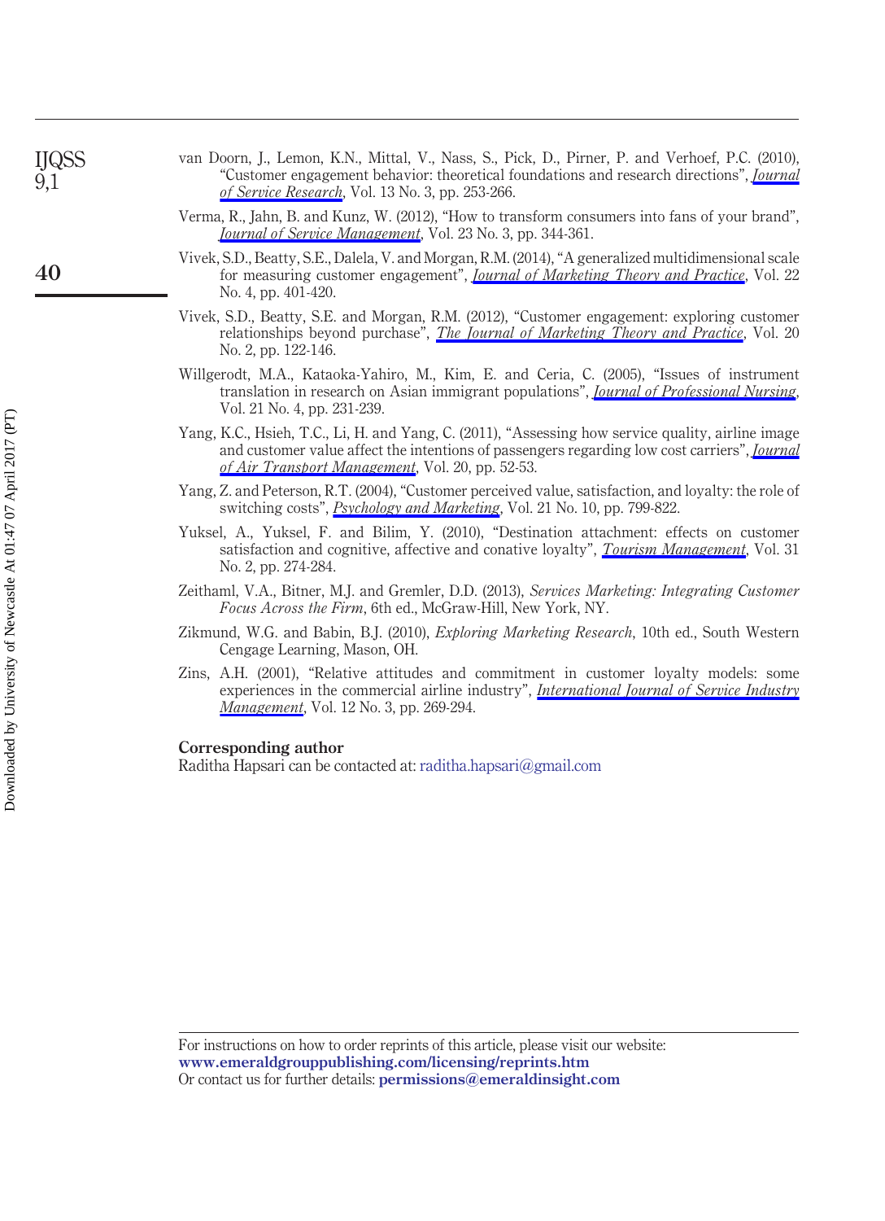van Doorn, J., Lemon, K.N., Mittal, V., Nass, S., Pick, D., Pirner, P. and Verhoef, P.C. (2010), "Customer engagement behavior: theoretical foundations and research directions", *Journal of Service Research*, Vol. 13 No. 3, pp. 253-266.

Verma, R., Jahn, B. and Kunz, W. (2012), "How to transform consumers into fans of your brand", *Journal of Service Management*, Vol. 23 No. 3, pp. 344-361.

Vivek, S.D., Beatty, S.E., Dalela, V. and Morgan, R.M. (2014), "A generalized multidimensional scale for measuring customer engagement", *Journal of Marketing Theory and Practice*, Vol. 22 No. 4, pp. 401-420.

Vivek, S.D., Beatty, S.E. and Morgan, R.M. (2012), "Customer engagement: exploring customer relationships beyond purchase", *The Journal of Marketing Theory and Practice*, Vol. 20 No. 2, pp. 122-146.

Willgerodt, M.A., Kataoka-Yahiro, M., Kim, E. and Ceria, C. (2005), "Issues of instrument translation in research on Asian immigrant populations", *Journal of Professional Nursing*, Vol. 21 No. 4, pp. 231-239.

Yang, K.C., Hsieh, T.C., Li, H. and Yang, C. (2011), "Assessing how service quality, airline image and customer value affect the intentions of passengers regarding low cost carriers", *Journal of Air Transport Management*, Vol. 20, pp. 52-53.

Yang, Z. and Peterson, R.T. (2004), "Customer perceived value, satisfaction, and loyalty: the role of switching costs", *Psychology and Marketing*, Vol. 21 No. 10, pp. 799-822.

Yuksel, A., Yuksel, F. and Bilim, Y. (2010), "Destination attachment: effects on customer satisfaction and cognitive, affective and conative loyalty", *Tourism Management*, Vol. 31 No. 2, pp. 274-284.

Zeithaml, V.A., Bitner, M.J. and Gremler, D.D. (2013), *Services Marketing: Integrating Customer Focus Across the Firm*, 6th ed., McGraw-Hill, New York, NY.

Zikmund, W.G. and Babin, B.J. (2010), *Exploring Marketing Research*, 10th ed., South Western Cengage Learning, Mason, OH.

Zins, A.H. (2001), "Relative attitudes and commitment in customer loyalty models: some experiences in the commercial airline industry", *International Journal of Service Industry Management*, Vol. 12 No. 3, pp. 269-294.

**Corresponding author**

Raditha Hapsari can be contacted at: raditha.hapsari@gmail.com

For instructions on how to order reprints of this article, please visit our website:
**www.emeraldgrouppublishing.com/licensing/reprints.htm**
Or contact us for further details: **permissions@emeraldinsight.com**